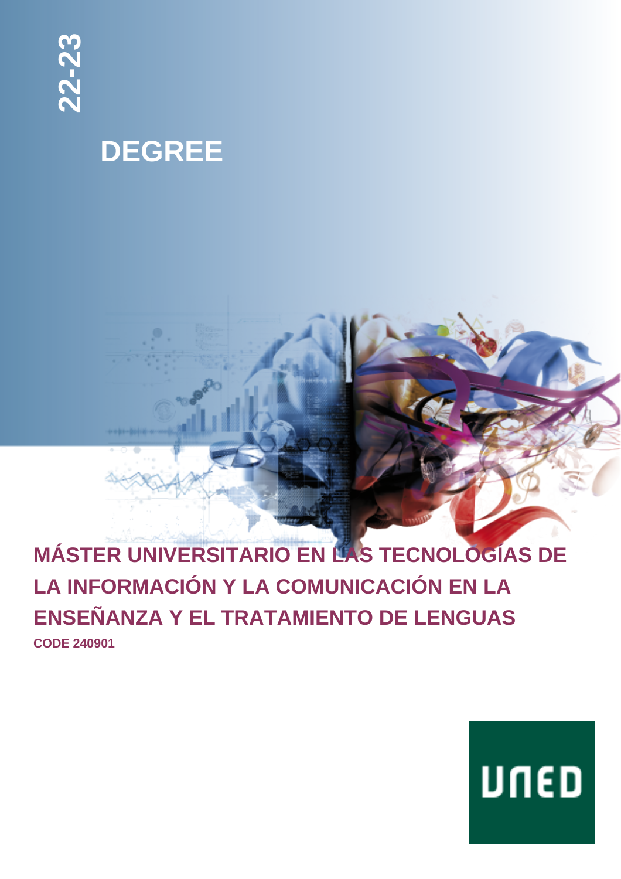22-23

# DEGREE

## MÁSTER UNIVERSITARIO EN LAS TECNOLOGÍAS DE LA INFORMACIÓN Y LA COMUNICACIÓN EN LA ENSEÑANZA Y EL TRATAMIENTO DE LENGUAS

**CODE 240901**

UNED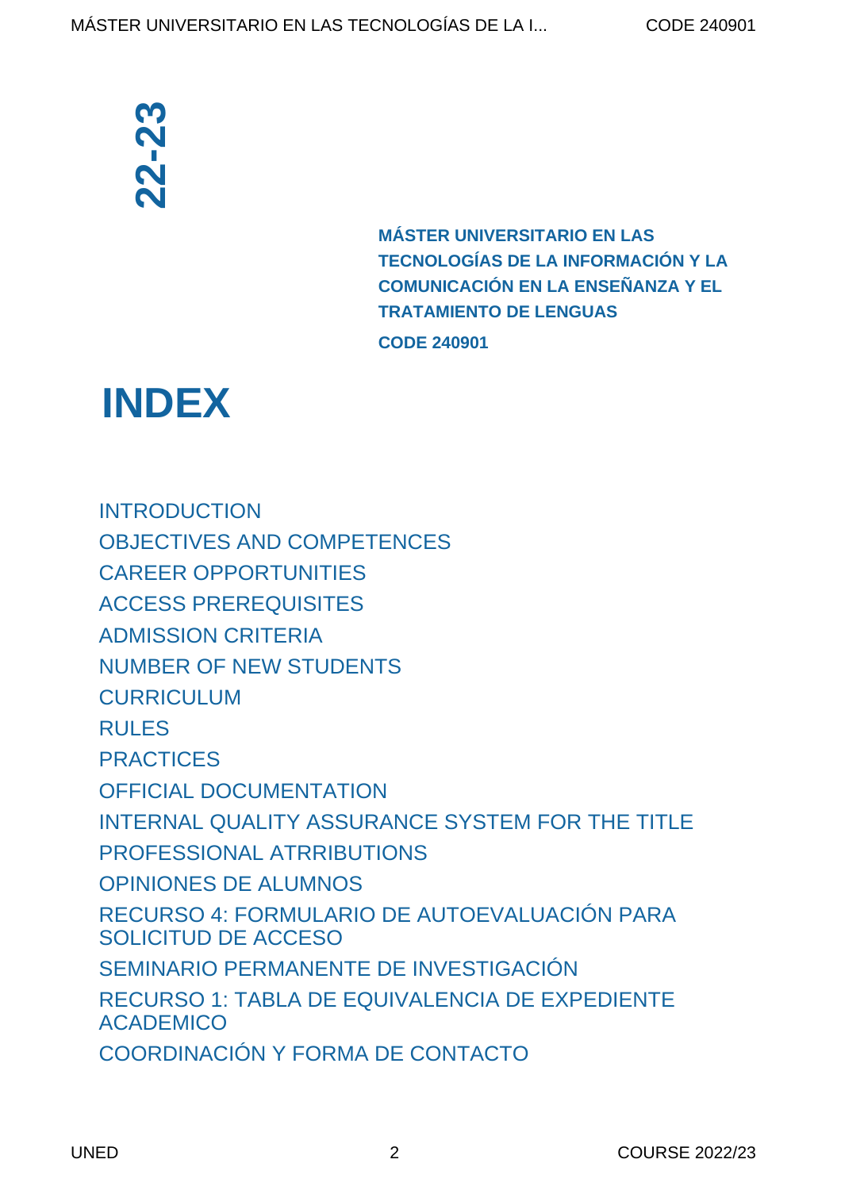22-23

**MÁSTER UNIVERSITARIO EN LAS TECNOLOGÍAS DE LA INFORMACIÓN Y LA COMUNICACIÓN EN LA ENSEÑANZA Y EL TRATAMIENTO DE LENGUAS**

**CODE 240901**

# INDEX

- INTRODUCTION
- OBJECTIVES AND COMPETENCES
- CAREER OPPORTUNITIES
- ACCESS PREREQUISITES
- ADMISSION CRITERIA
- NUMBER OF NEW STUDENTS
- CURRICULUM
- RULES
- PRACTICES
- OFFICIAL DOCUMENTATION
- INTERNAL QUALITY ASSURANCE SYSTEM FOR THE TITLE
- PROFESSIONAL ATRRIBUTIONS
- OPINIONES DE ALUMNOS
- RECURSO 4: FORMULARIO DE AUTOEVALUACIÓN PARA SOLICITUD DE ACCESO
- SEMINARIO PERMANENTE DE INVESTIGACIÓN
- RECURSO 1: TABLA DE EQUIVALENCIA DE EXPEDIENTE ACADEMICO
- COORDINACIÓN Y FORMA DE CONTACTO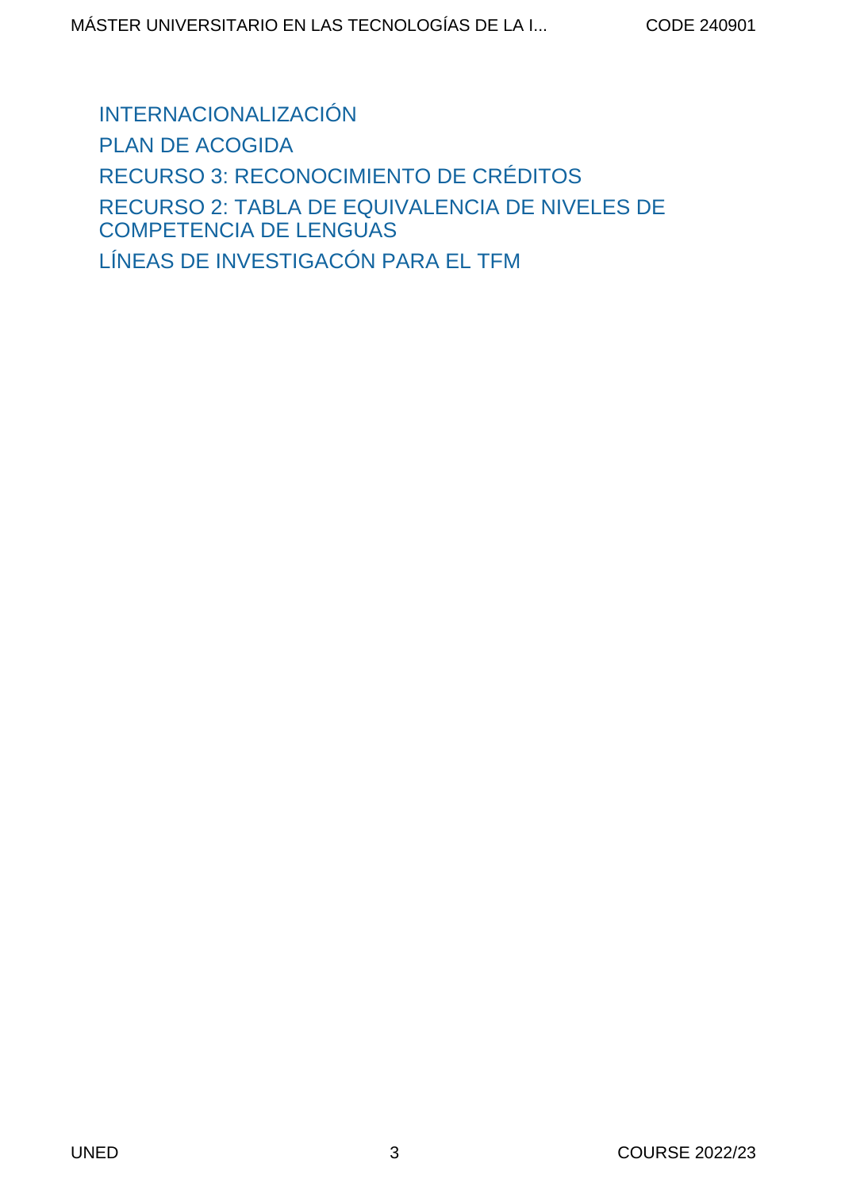INTERNACIONALIZACIÓN

PLAN DE ACOGIDA

RECURSO 3: RECONOCIMIENTO DE CRÉDITOS

RECURSO 2: TABLA DE EQUIVALENCIA DE NIVELES DE COMPETENCIA DE LENGUAS

LÍNEAS DE INVESTIGACÓN PARA EL TFM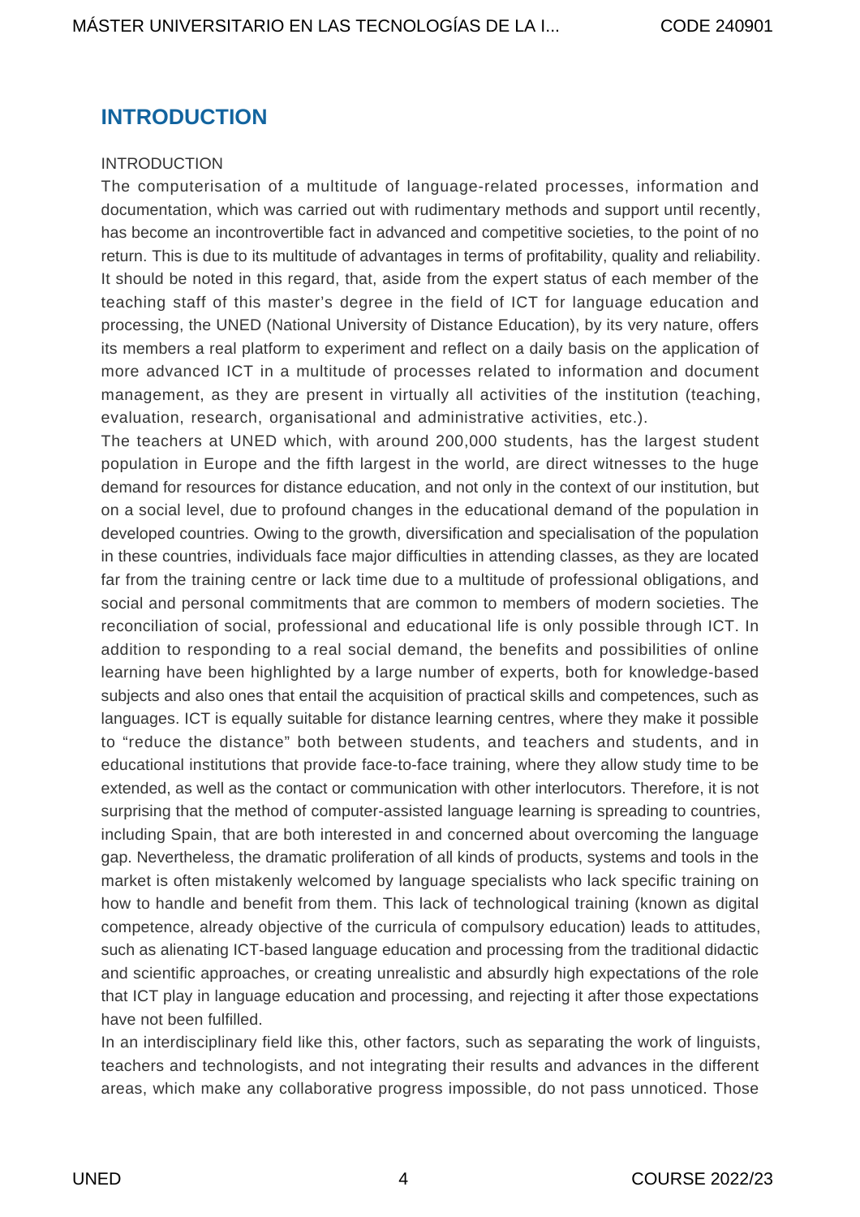## INTRODUCTION

INTRODUCTION

The computerisation of a multitude of language-related processes, information and documentation, which was carried out with rudimentary methods and support until recently, has become an incontrovertible fact in advanced and competitive societies, to the point of no return. This is due to its multitude of advantages in terms of profitability, quality and reliability. It should be noted in this regard, that, aside from the expert status of each member of the teaching staff of this master's degree in the field of ICT for language education and processing, the UNED (National University of Distance Education), by its very nature, offers its members a real platform to experiment and reflect on a daily basis on the application of more advanced ICT in a multitude of processes related to information and document management, as they are present in virtually all activities of the institution (teaching, evaluation, research, organisational and administrative activities, etc.).

The teachers at UNED which, with around 200,000 students, has the largest student population in Europe and the fifth largest in the world, are direct witnesses to the huge demand for resources for distance education, and not only in the context of our institution, but on a social level, due to profound changes in the educational demand of the population in developed countries. Owing to the growth, diversification and specialisation of the population in these countries, individuals face major difficulties in attending classes, as they are located far from the training centre or lack time due to a multitude of professional obligations, and social and personal commitments that are common to members of modern societies. The reconciliation of social, professional and educational life is only possible through ICT. In addition to responding to a real social demand, the benefits and possibilities of online learning have been highlighted by a large number of experts, both for knowledge-based subjects and also ones that entail the acquisition of practical skills and competences, such as languages. ICT is equally suitable for distance learning centres, where they make it possible to "reduce the distance" both between students, and teachers and students, and in educational institutions that provide face-to-face training, where they allow study time to be extended, as well as the contact or communication with other interlocutors. Therefore, it is not surprising that the method of computer-assisted language learning is spreading to countries, including Spain, that are both interested in and concerned about overcoming the language gap. Nevertheless, the dramatic proliferation of all kinds of products, systems and tools in the market is often mistakenly welcomed by language specialists who lack specific training on how to handle and benefit from them. This lack of technological training (known as digital competence, already objective of the curricula of compulsory education) leads to attitudes, such as alienating ICT-based language education and processing from the traditional didactic and scientific approaches, or creating unrealistic and absurdly high expectations of the role that ICT play in language education and processing, and rejecting it after those expectations have not been fulfilled.

In an interdisciplinary field like this, other factors, such as separating the work of linguists, teachers and technologists, and not integrating their results and advances in the different areas, which make any collaborative progress impossible, do not pass unnoticed. Those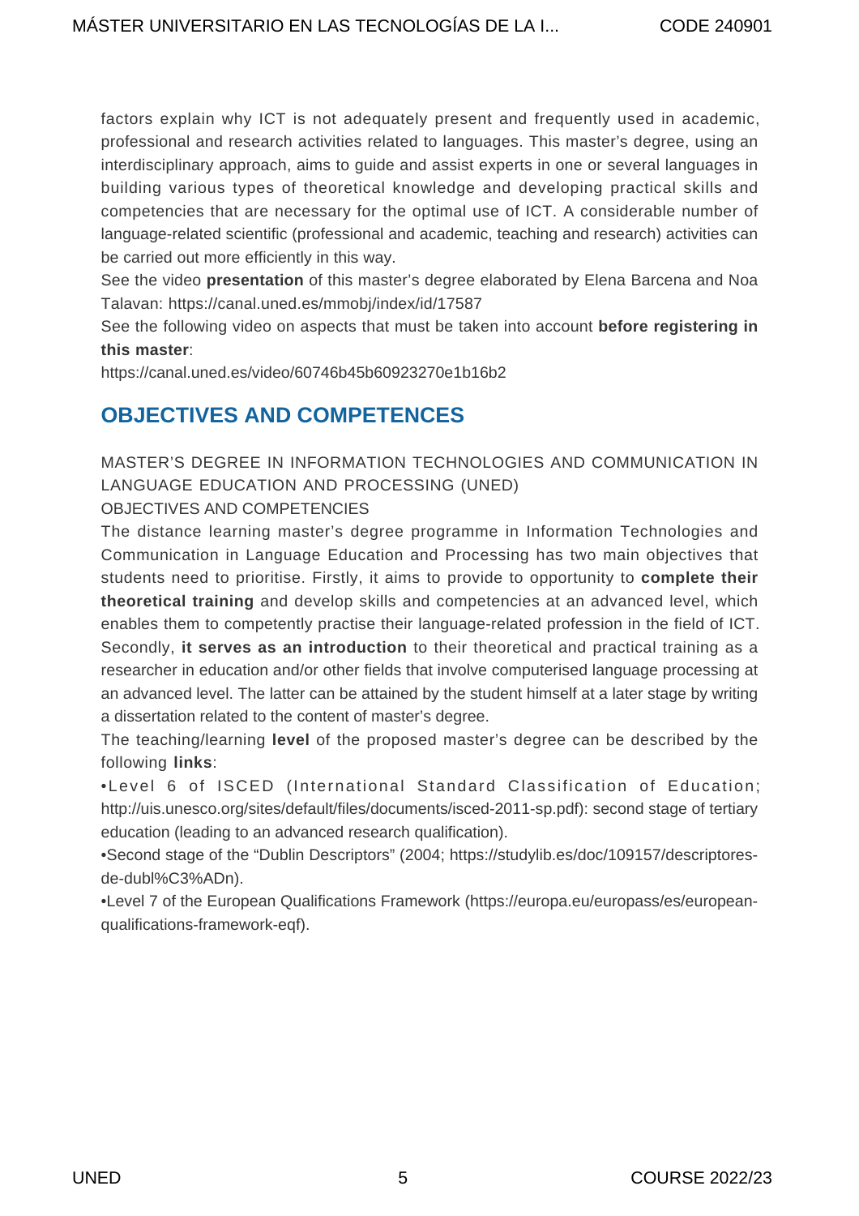factors explain why ICT is not adequately present and frequently used in academic, professional and research activities related to languages. This master's degree, using an interdisciplinary approach, aims to guide and assist experts in one or several languages in building various types of theoretical knowledge and developing practical skills and competencies that are necessary for the optimal use of ICT. A considerable number of language-related scientific (professional and academic, teaching and research) activities can be carried out more efficiently in this way.

See the video **presentation** of this master's degree elaborated by Elena Barcena and Noa Talavan: https://canal.uned.es/mmobj/index/id/17587

See the following video on aspects that must be taken into account **before registering in this master**:

https://canal.uned.es/video/60746b45b60923270e1b16b2

## OBJECTIVES AND COMPETENCES

MASTER'S DEGREE IN INFORMATION TECHNOLOGIES AND COMMUNICATION IN LANGUAGE EDUCATION AND PROCESSING (UNED)

OBJECTIVES AND COMPETENCIES

The distance learning master's degree programme in Information Technologies and Communication in Language Education and Processing has two main objectives that students need to prioritise. Firstly, it aims to provide to opportunity to **complete their theoretical training** and develop skills and competencies at an advanced level, which enables them to competently practise their language-related profession in the field of ICT. Secondly, **it serves as an introduction** to their theoretical and practical training as a researcher in education and/or other fields that involve computerised language processing at an advanced level. The latter can be attained by the student himself at a later stage by writing a dissertation related to the content of master's degree.

The teaching/learning **level** of the proposed master's degree can be described by the following **links**:

•Level 6 of ISCED (International Standard Classification of Education; http://uis.unesco.org/sites/default/files/documents/isced-2011-sp.pdf): second stage of tertiary education (leading to an advanced research qualification).

•Second stage of the "Dublin Descriptors" (2004; https://studylib.es/doc/109157/descriptores-de-dubl%C3%ADn).

•Level 7 of the European Qualifications Framework (https://europa.eu/europass/es/european-qualifications-framework-eqf).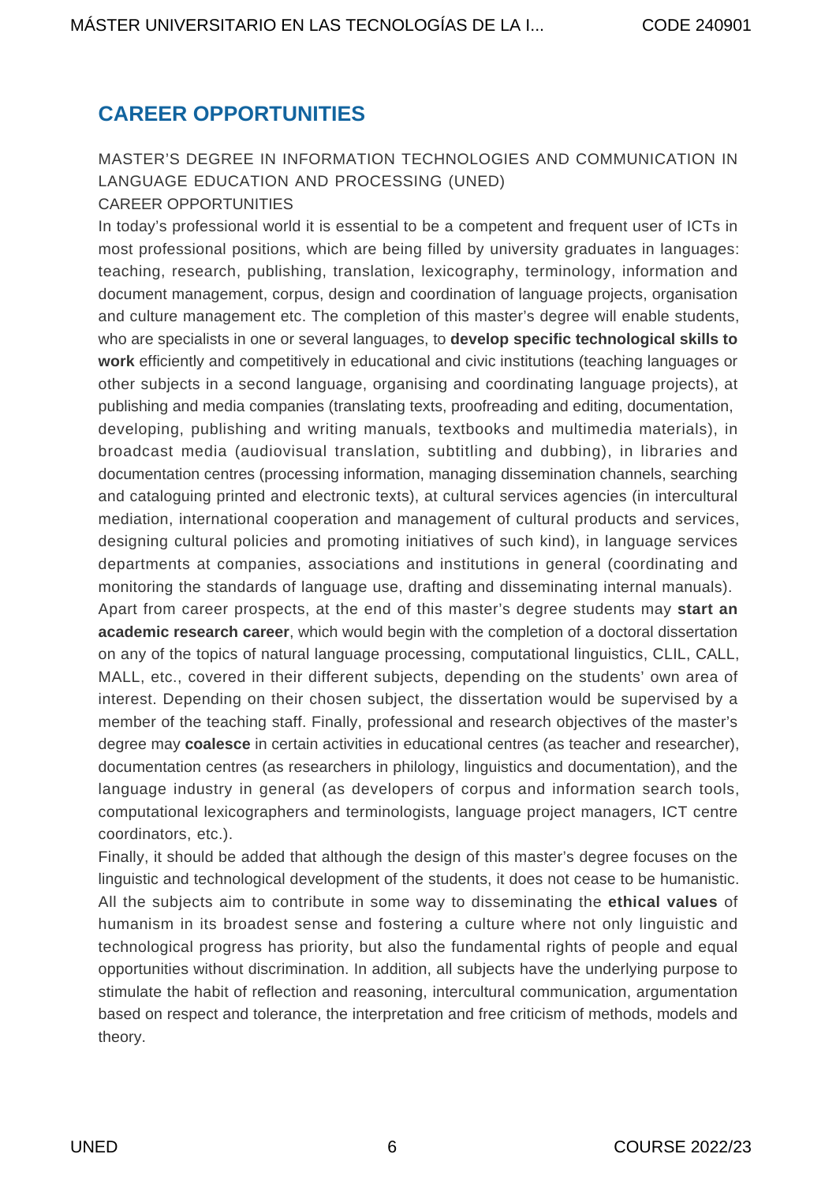# CAREER OPPORTUNITIES

MASTER'S DEGREE IN INFORMATION TECHNOLOGIES AND COMMUNICATION IN LANGUAGE EDUCATION AND PROCESSING (UNED)

CAREER OPPORTUNITIES

In today's professional world it is essential to be a competent and frequent user of ICTs in most professional positions, which are being filled by university graduates in languages: teaching, research, publishing, translation, lexicography, terminology, information and document management, corpus, design and coordination of language projects, organisation and culture management etc. The completion of this master's degree will enable students, who are specialists in one or several languages, to **develop specific technological skills to work** efficiently and competitively in educational and civic institutions (teaching languages or other subjects in a second language, organising and coordinating language projects), at publishing and media companies (translating texts, proofreading and editing, documentation, developing, publishing and writing manuals, textbooks and multimedia materials), in broadcast media (audiovisual translation, subtitling and dubbing), in libraries and documentation centres (processing information, managing dissemination channels, searching and cataloguing printed and electronic texts), at cultural services agencies (in intercultural mediation, international cooperation and management of cultural products and services, designing cultural policies and promoting initiatives of such kind), in language services departments at companies, associations and institutions in general (coordinating and monitoring the standards of language use, drafting and disseminating internal manuals).

Apart from career prospects, at the end of this master's degree students may **start an academic research career**, which would begin with the completion of a doctoral dissertation on any of the topics of natural language processing, computational linguistics, CLIL, CALL, MALL, etc., covered in their different subjects, depending on the students' own area of interest. Depending on their chosen subject, the dissertation would be supervised by a member of the teaching staff. Finally, professional and research objectives of the master's degree may **coalesce** in certain activities in educational centres (as teacher and researcher), documentation centres (as researchers in philology, linguistics and documentation), and the language industry in general (as developers of corpus and information search tools, computational lexicographers and terminologists, language project managers, ICT centre coordinators, etc.).

Finally, it should be added that although the design of this master's degree focuses on the linguistic and technological development of the students, it does not cease to be humanistic. All the subjects aim to contribute in some way to disseminating the **ethical values** of humanism in its broadest sense and fostering a culture where not only linguistic and technological progress has priority, but also the fundamental rights of people and equal opportunities without discrimination. In addition, all subjects have the underlying purpose to stimulate the habit of reflection and reasoning, intercultural communication, argumentation based on respect and tolerance, the interpretation and free criticism of methods, models and theory.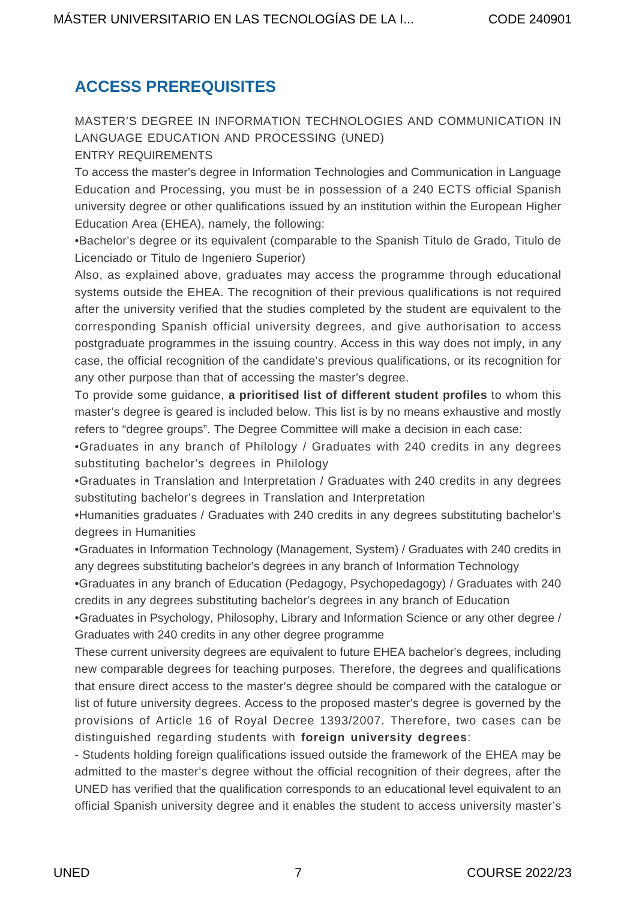## ACCESS PREREQUISITES

MASTER'S DEGREE IN INFORMATION TECHNOLOGIES AND COMMUNICATION IN LANGUAGE EDUCATION AND PROCESSING (UNED)

ENTRY REQUIREMENTS

To access the master's degree in Information Technologies and Communication in Language Education and Processing, you must be in possession of a 240 ECTS official Spanish university degree or other qualifications issued by an institution within the European Higher Education Area (EHEA), namely, the following:

•Bachelor's degree or its equivalent (comparable to the Spanish Titulo de Grado, Titulo de Licenciado or Titulo de Ingeniero Superior)

Also, as explained above, graduates may access the programme through educational systems outside the EHEA. The recognition of their previous qualifications is not required after the university verified that the studies completed by the student are equivalent to the corresponding Spanish official university degrees, and give authorisation to access postgraduate programmes in the issuing country. Access in this way does not imply, in any case, the official recognition of the candidate's previous qualifications, or its recognition for any other purpose than that of accessing the master's degree.

To provide some guidance, **a prioritised list of different student profiles** to whom this master's degree is geared is included below. This list is by no means exhaustive and mostly refers to "degree groups". The Degree Committee will make a decision in each case:

•Graduates in any branch of Philology / Graduates with 240 credits in any degrees substituting bachelor's degrees in Philology

•Graduates in Translation and Interpretation / Graduates with 240 credits in any degrees substituting bachelor's degrees in Translation and Interpretation

•Humanities graduates / Graduates with 240 credits in any degrees substituting bachelor's degrees in Humanities

•Graduates in Information Technology (Management, System) / Graduates with 240 credits in any degrees substituting bachelor's degrees in any branch of Information Technology

•Graduates in any branch of Education (Pedagogy, Psychopedagogy) / Graduates with 240 credits in any degrees substituting bachelor's degrees in any branch of Education

•Graduates in Psychology, Philosophy, Library and Information Science or any other degree / Graduates with 240 credits in any other degree programme

These current university degrees are equivalent to future EHEA bachelor's degrees, including new comparable degrees for teaching purposes. Therefore, the degrees and qualifications that ensure direct access to the master's degree should be compared with the catalogue or list of future university degrees. Access to the proposed master's degree is governed by the provisions of Article 16 of Royal Decree 1393/2007. Therefore, two cases can be distinguished regarding students with **foreign university degrees**:

- Students holding foreign qualifications issued outside the framework of the EHEA may be admitted to the master's degree without the official recognition of their degrees, after the UNED has verified that the qualification corresponds to an educational level equivalent to an official Spanish university degree and it enables the student to access university master's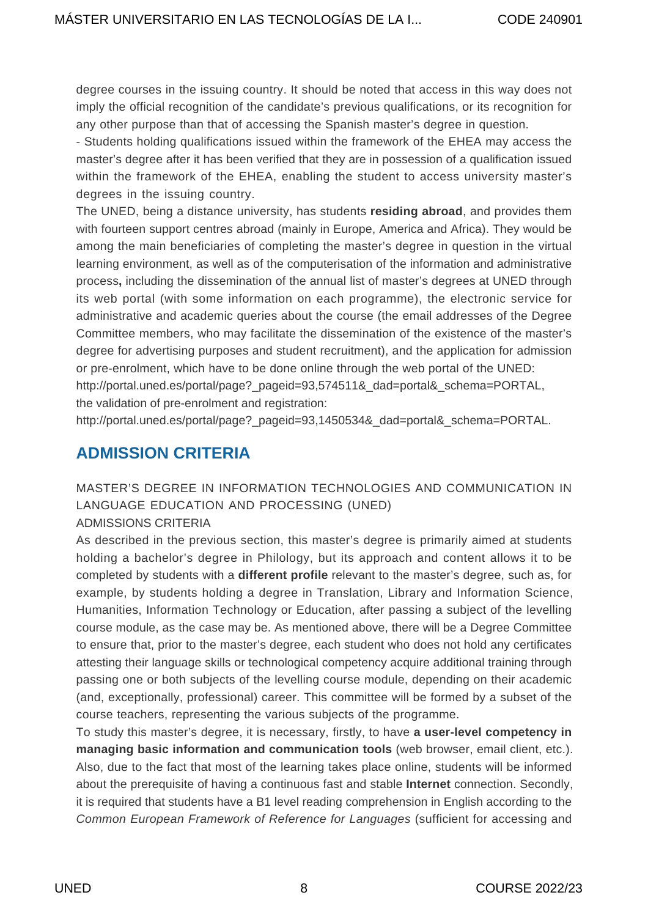degree courses in the issuing country. It should be noted that access in this way does not imply the official recognition of the candidate's previous qualifications, or its recognition for any other purpose than that of accessing the Spanish master's degree in question.

- Students holding qualifications issued within the framework of the EHEA may access the master's degree after it has been verified that they are in possession of a qualification issued within the framework of the EHEA, enabling the student to access university master's degrees in the issuing country.

The UNED, being a distance university, has students **residing abroad**, and provides them with fourteen support centres abroad (mainly in Europe, America and Africa). They would be among the main beneficiaries of completing the master's degree in question in the virtual learning environment, as well as of the computerisation of the information and administrative process**,** including the dissemination of the annual list of master's degrees at UNED through its web portal (with some information on each programme), the electronic service for administrative and academic queries about the course (the email addresses of the Degree Committee members, who may facilitate the dissemination of the existence of the master's degree for advertising purposes and student recruitment), and the application for admission or pre-enrolment, which have to be done online through the web portal of the UNED:
http://portal.uned.es/portal/page?_pageid=93,574511&_dad=portal&_schema=PORTAL,
the validation of pre-enrolment and registration:
http://portal.uned.es/portal/page?_pageid=93,1450534&_dad=portal&_schema=PORTAL.

## ADMISSION CRITERIA

MASTER'S DEGREE IN INFORMATION TECHNOLOGIES AND COMMUNICATION IN LANGUAGE EDUCATION AND PROCESSING (UNED)
ADMISSIONS CRITERIA

As described in the previous section, this master's degree is primarily aimed at students holding a bachelor's degree in Philology, but its approach and content allows it to be completed by students with a **different profile** relevant to the master's degree, such as, for example, by students holding a degree in Translation, Library and Information Science, Humanities, Information Technology or Education, after passing a subject of the levelling course module, as the case may be. As mentioned above, there will be a Degree Committee to ensure that, prior to the master's degree, each student who does not hold any certificates attesting their language skills or technological competency acquire additional training through passing one or both subjects of the levelling course module, depending on their academic (and, exceptionally, professional) career. This committee will be formed by a subset of the course teachers, representing the various subjects of the programme.

To study this master's degree, it is necessary, firstly, to have **a user-level competency in managing basic information and communication tools** (web browser, email client, etc.). Also, due to the fact that most of the learning takes place online, students will be informed about the prerequisite of having a continuous fast and stable **Internet** connection. Secondly, it is required that students have a B1 level reading comprehension in English according to the *Common European Framework of Reference for Languages* (sufficient for accessing and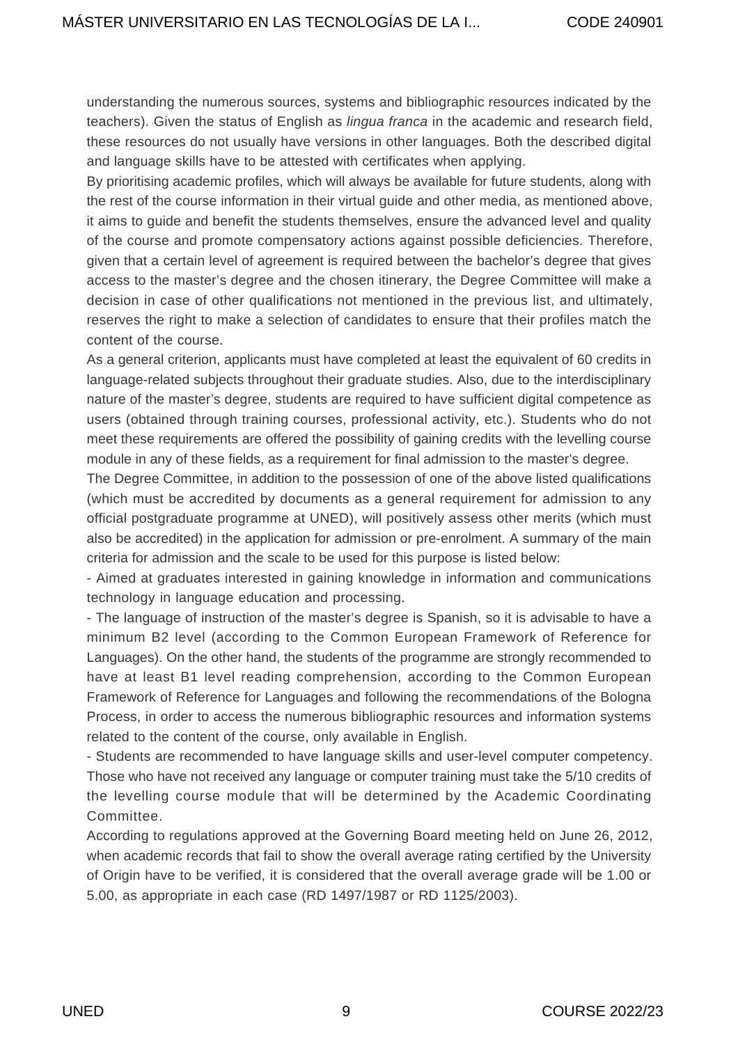understanding the numerous sources, systems and bibliographic resources indicated by the teachers). Given the status of English as *lingua franca* in the academic and research field, these resources do not usually have versions in other languages. Both the described digital and language skills have to be attested with certificates when applying.

By prioritising academic profiles, which will always be available for future students, along with the rest of the course information in their virtual guide and other media, as mentioned above, it aims to guide and benefit the students themselves, ensure the advanced level and quality of the course and promote compensatory actions against possible deficiencies. Therefore, given that a certain level of agreement is required between the bachelor's degree that gives access to the master's degree and the chosen itinerary, the Degree Committee will make a decision in case of other qualifications not mentioned in the previous list, and ultimately, reserves the right to make a selection of candidates to ensure that their profiles match the content of the course.

As a general criterion, applicants must have completed at least the equivalent of 60 credits in language-related subjects throughout their graduate studies. Also, due to the interdisciplinary nature of the master's degree, students are required to have sufficient digital competence as users (obtained through training courses, professional activity, etc.). Students who do not meet these requirements are offered the possibility of gaining credits with the levelling course module in any of these fields, as a requirement for final admission to the master's degree.

The Degree Committee, in addition to the possession of one of the above listed qualifications (which must be accredited by documents as a general requirement for admission to any official postgraduate programme at UNED), will positively assess other merits (which must also be accredited) in the application for admission or pre-enrolment. A summary of the main criteria for admission and the scale to be used for this purpose is listed below:

- Aimed at graduates interested in gaining knowledge in information and communications technology in language education and processing.
- The language of instruction of the master's degree is Spanish, so it is advisable to have a minimum B2 level (according to the Common European Framework of Reference for Languages). On the other hand, the students of the programme are strongly recommended to have at least B1 level reading comprehension, according to the Common European Framework of Reference for Languages and following the recommendations of the Bologna Process, in order to access the numerous bibliographic resources and information systems related to the content of the course, only available in English.
- Students are recommended to have language skills and user-level computer competency. Those who have not received any language or computer training must take the 5/10 credits of the levelling course module that will be determined by the Academic Coordinating Committee.

According to regulations approved at the Governing Board meeting held on June 26, 2012, when academic records that fail to show the overall average rating certified by the University of Origin have to be verified, it is considered that the overall average grade will be 1.00 or 5.00, as appropriate in each case (RD 1497/1987 or RD 1125/2003).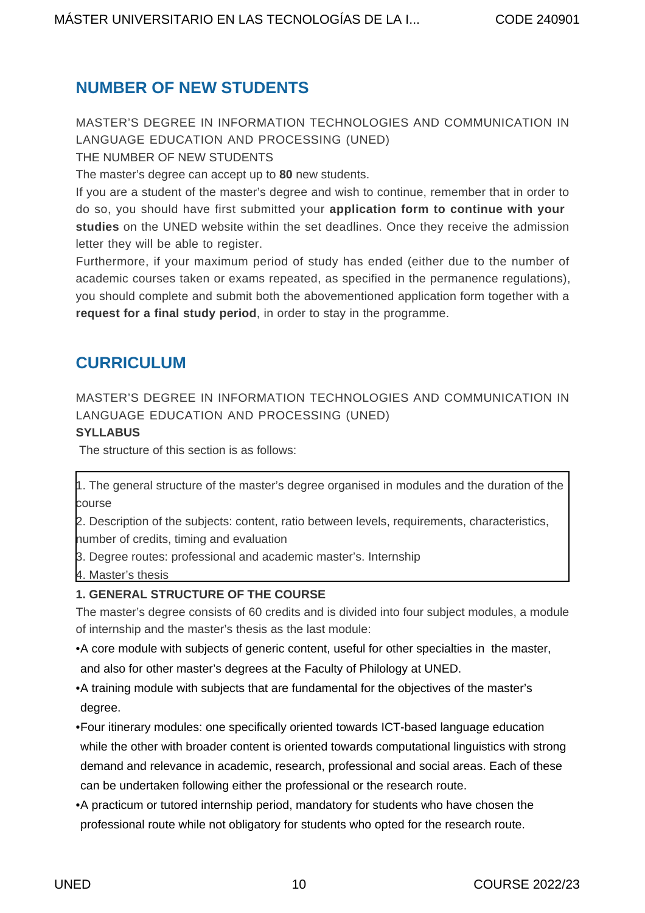## NUMBER OF NEW STUDENTS

MASTER'S DEGREE IN INFORMATION TECHNOLOGIES AND COMMUNICATION IN LANGUAGE EDUCATION AND PROCESSING (UNED)

THE NUMBER OF NEW STUDENTS

The master's degree can accept up to **80** new students.

If you are a student of the master's degree and wish to continue, remember that in order to do so, you should have first submitted your **application form to continue with your studies** on the UNED website within the set deadlines. Once they receive the admission letter they will be able to register.

Furthermore, if your maximum period of study has ended (either due to the number of academic courses taken or exams repeated, as specified in the permanence regulations), you should complete and submit both the abovementioned application form together with a **request for a final study period**, in order to stay in the programme.

## CURRICULUM

MASTER'S DEGREE IN INFORMATION TECHNOLOGIES AND COMMUNICATION IN LANGUAGE EDUCATION AND PROCESSING (UNED)

**SYLLABUS**

The structure of this section is as follows:

1. The general structure of the master's degree organised in modules and the duration of the course
2. Description of the subjects: content, ratio between levels, requirements, characteristics, number of credits, timing and evaluation
3. Degree routes: professional and academic master's. Internship
4. Master's thesis

**1. GENERAL STRUCTURE OF THE COURSE**

The master's degree consists of 60 credits and is divided into four subject modules, a module of internship and the master's thesis as the last module:

- A core module with subjects of generic content, useful for other specialties in the master, and also for other master's degrees at the Faculty of Philology at UNED.
- A training module with subjects that are fundamental for the objectives of the master's degree.
- Four itinerary modules: one specifically oriented towards ICT-based language education while the other with broader content is oriented towards computational linguistics with strong demand and relevance in academic, research, professional and social areas. Each of these can be undertaken following either the professional or the research route.
- A practicum or tutored internship period, mandatory for students who have chosen the professional route while not obligatory for students who opted for the research route.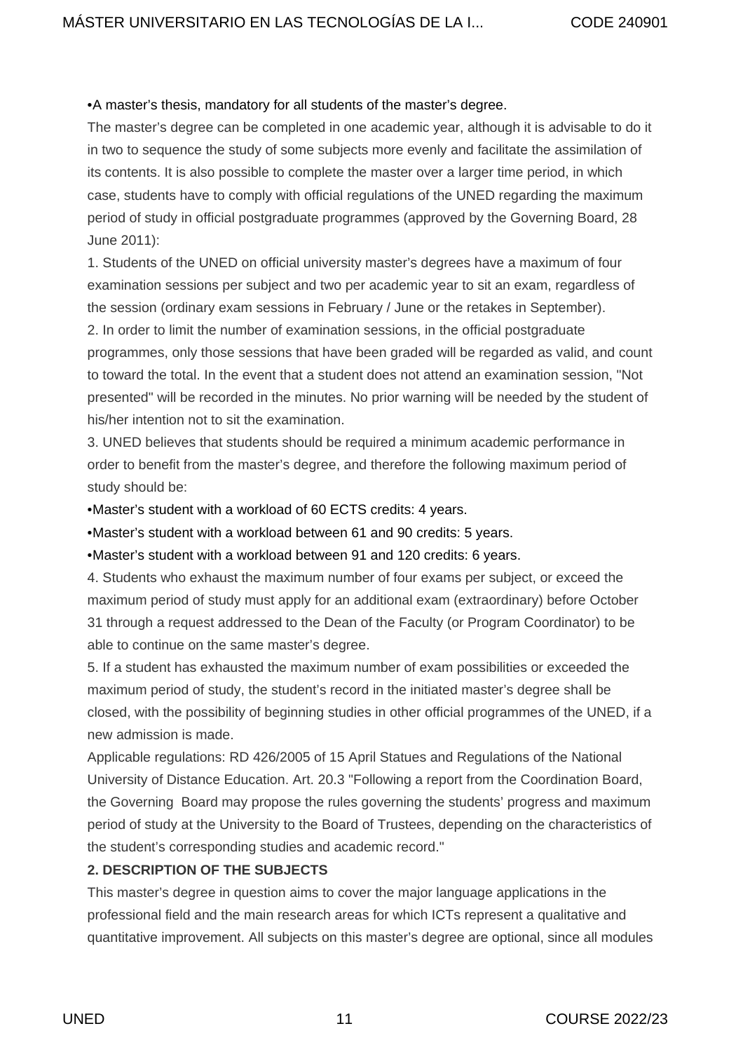•A master's thesis, mandatory for all students of the master's degree.

The master's degree can be completed in one academic year, although it is advisable to do it in two to sequence the study of some subjects more evenly and facilitate the assimilation of its contents. It is also possible to complete the master over a larger time period, in which case, students have to comply with official regulations of the UNED regarding the maximum period of study in official postgraduate programmes (approved by the Governing Board, 28 June 2011):

1. Students of the UNED on official university master's degrees have a maximum of four examination sessions per subject and two per academic year to sit an exam, regardless of the session (ordinary exam sessions in February / June or the retakes in September).
2. In order to limit the number of examination sessions, in the official postgraduate programmes, only those sessions that have been graded will be regarded as valid, and count to toward the total. In the event that a student does not attend an examination session, "Not presented" will be recorded in the minutes. No prior warning will be needed by the student of his/her intention not to sit the examination.
3. UNED believes that students should be required a minimum academic performance in order to benefit from the master's degree, and therefore the following maximum period of study should be:

•Master's student with a workload of 60 ECTS credits: 4 years.

•Master's student with a workload between 61 and 90 credits: 5 years.

•Master's student with a workload between 91 and 120 credits: 6 years.

4. Students who exhaust the maximum number of four exams per subject, or exceed the maximum period of study must apply for an additional exam (extraordinary) before October 31 through a request addressed to the Dean of the Faculty (or Program Coordinator) to be able to continue on the same master's degree.
5. If a student has exhausted the maximum number of exam possibilities or exceeded the maximum period of study, the student's record in the initiated master's degree shall be closed, with the possibility of beginning studies in other official programmes of the UNED, if a new admission is made.

Applicable regulations: RD 426/2005 of 15 April Statues and Regulations of the National University of Distance Education. Art. 20.3 "Following a report from the Coordination Board, the Governing Board may propose the rules governing the students' progress and maximum period of study at the University to the Board of Trustees, depending on the characteristics of the student's corresponding studies and academic record."

## 2. DESCRIPTION OF THE SUBJECTS

This master's degree in question aims to cover the major language applications in the professional field and the main research areas for which ICTs represent a qualitative and quantitative improvement. All subjects on this master's degree are optional, since all modules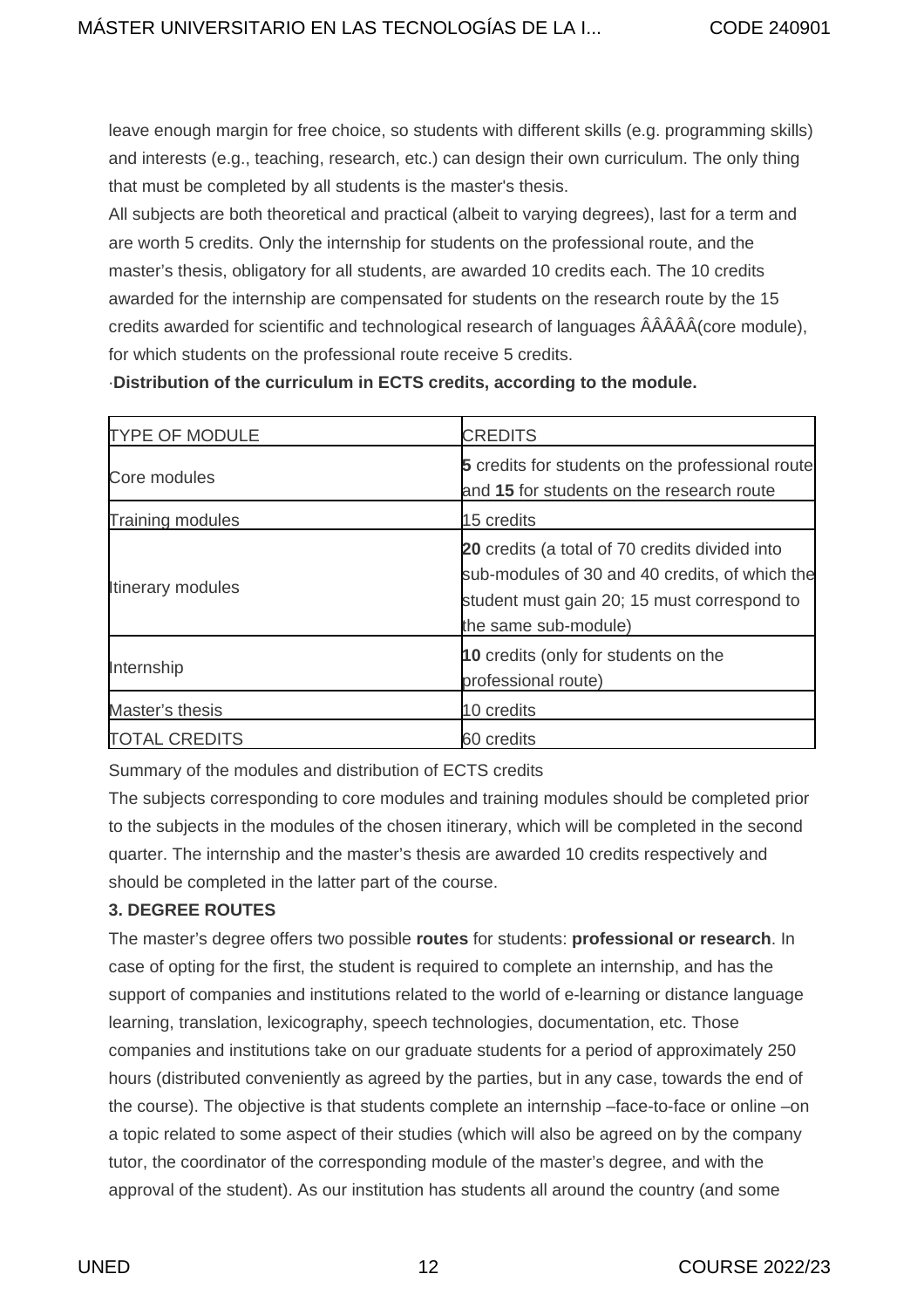leave enough margin for free choice, so students with different skills (e.g. programming skills) and interests (e.g., teaching, research, etc.) can design their own curriculum. The only thing that must be completed by all students is the master's thesis.

All subjects are both theoretical and practical (albeit to varying degrees), last for a term and are worth 5 credits. Only the internship for students on the professional route, and the master's thesis, obligatory for all students, are awarded 10 credits each. The 10 credits awarded for the internship are compensated for students on the research route by the 15 credits awarded for scientific and technological research of languages ÂÂÂÂÂ(core module), for which students on the professional route receive 5 credits.

·**Distribution of the curriculum in ECTS credits, according to the module.**

| TYPE OF MODULE | CREDITS |
|---|---|
| Core modules | **5** credits for students on the professional route and **15** for students on the research route |
| Training modules | 15 credits |
| Itinerary modules | **20** credits (a total of 70 credits divided into sub-modules of 30 and 40 credits, of which the student must gain 20; 15 must correspond to the same sub-module) |
| Internship | **10** credits (only for students on the professional route) |
| Master's thesis | 10 credits |
| TOTAL CREDITS | 60 credits |

Summary of the modules and distribution of ECTS credits

The subjects corresponding to core modules and training modules should be completed prior to the subjects in the modules of the chosen itinerary, which will be completed in the second quarter. The internship and the master's thesis are awarded 10 credits respectively and should be completed in the latter part of the course.

**3. DEGREE ROUTES**

The master's degree offers two possible **routes** for students: **professional or research**. In case of opting for the first, the student is required to complete an internship, and has the support of companies and institutions related to the world of e-learning or distance language learning, translation, lexicography, speech technologies, documentation, etc. Those companies and institutions take on our graduate students for a period of approximately 250 hours (distributed conveniently as agreed by the parties, but in any case, towards the end of the course). The objective is that students complete an internship –face-to-face or online –on a topic related to some aspect of their studies (which will also be agreed on by the company tutor, the coordinator of the corresponding module of the master's degree, and with the approval of the student). As our institution has students all around the country (and some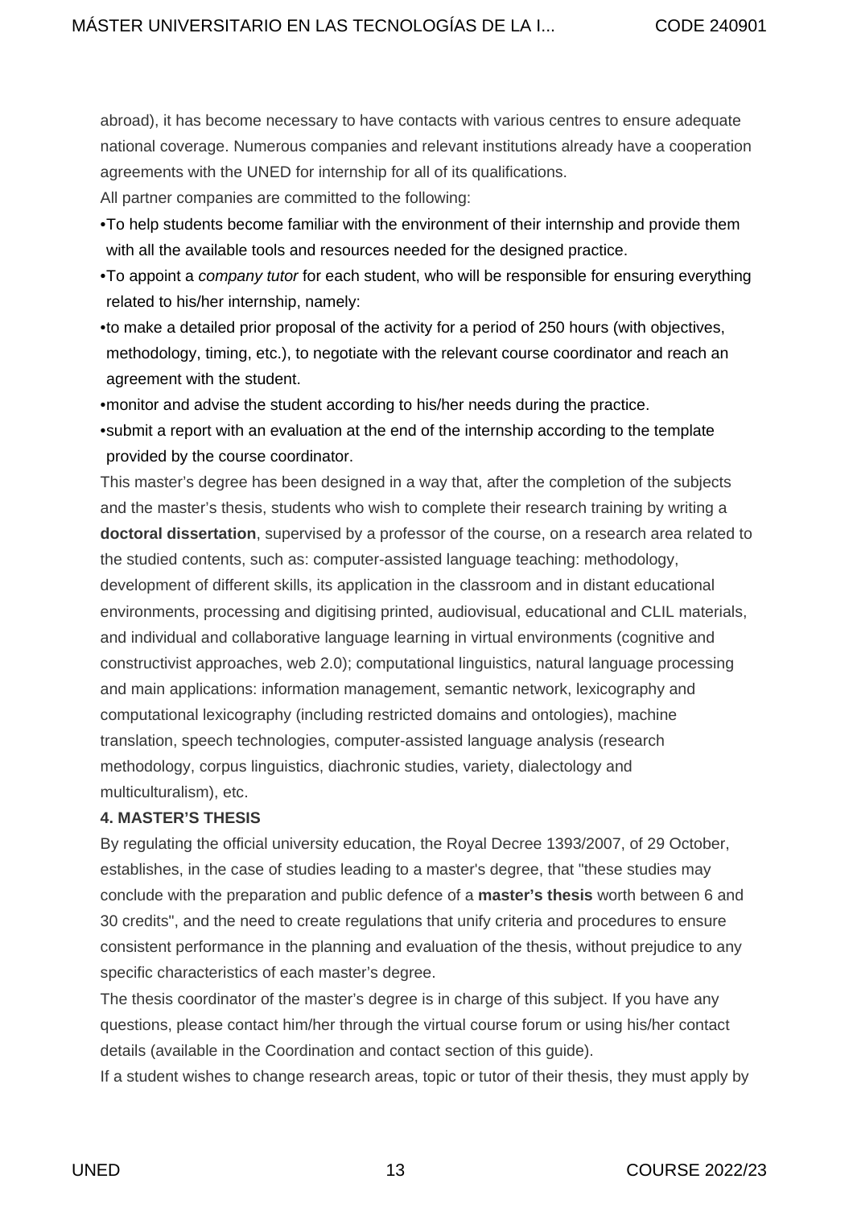abroad), it has become necessary to have contacts with various centres to ensure adequate national coverage. Numerous companies and relevant institutions already have a cooperation agreements with the UNED for internship for all of its qualifications.

All partner companies are committed to the following:

- To help students become familiar with the environment of their internship and provide them with all the available tools and resources needed for the designed practice.
- To appoint a *company tutor* for each student, who will be responsible for ensuring everything related to his/her internship, namely:
- to make a detailed prior proposal of the activity for a period of 250 hours (with objectives, methodology, timing, etc.), to negotiate with the relevant course coordinator and reach an agreement with the student.
- monitor and advise the student according to his/her needs during the practice.
- submit a report with an evaluation at the end of the internship according to the template provided by the course coordinator.

This master's degree has been designed in a way that, after the completion of the subjects and the master's thesis, students who wish to complete their research training by writing a **doctoral dissertation**, supervised by a professor of the course, on a research area related to the studied contents, such as: computer-assisted language teaching: methodology, development of different skills, its application in the classroom and in distant educational environments, processing and digitising printed, audiovisual, educational and CLIL materials, and individual and collaborative language learning in virtual environments (cognitive and constructivist approaches, web 2.0); computational linguistics, natural language processing and main applications: information management, semantic network, lexicography and computational lexicography (including restricted domains and ontologies), machine translation, speech technologies, computer-assisted language analysis (research methodology, corpus linguistics, diachronic studies, variety, dialectology and multiculturalism), etc.

**4. MASTER'S THESIS**

By regulating the official university education, the Royal Decree 1393/2007, of 29 October, establishes, in the case of studies leading to a master's degree, that "these studies may conclude with the preparation and public defence of a **master's thesis** worth between 6 and 30 credits", and the need to create regulations that unify criteria and procedures to ensure consistent performance in the planning and evaluation of the thesis, without prejudice to any specific characteristics of each master's degree.

The thesis coordinator of the master's degree is in charge of this subject. If you have any questions, please contact him/her through the virtual course forum or using his/her contact details (available in the Coordination and contact section of this guide).

If a student wishes to change research areas, topic or tutor of their thesis, they must apply by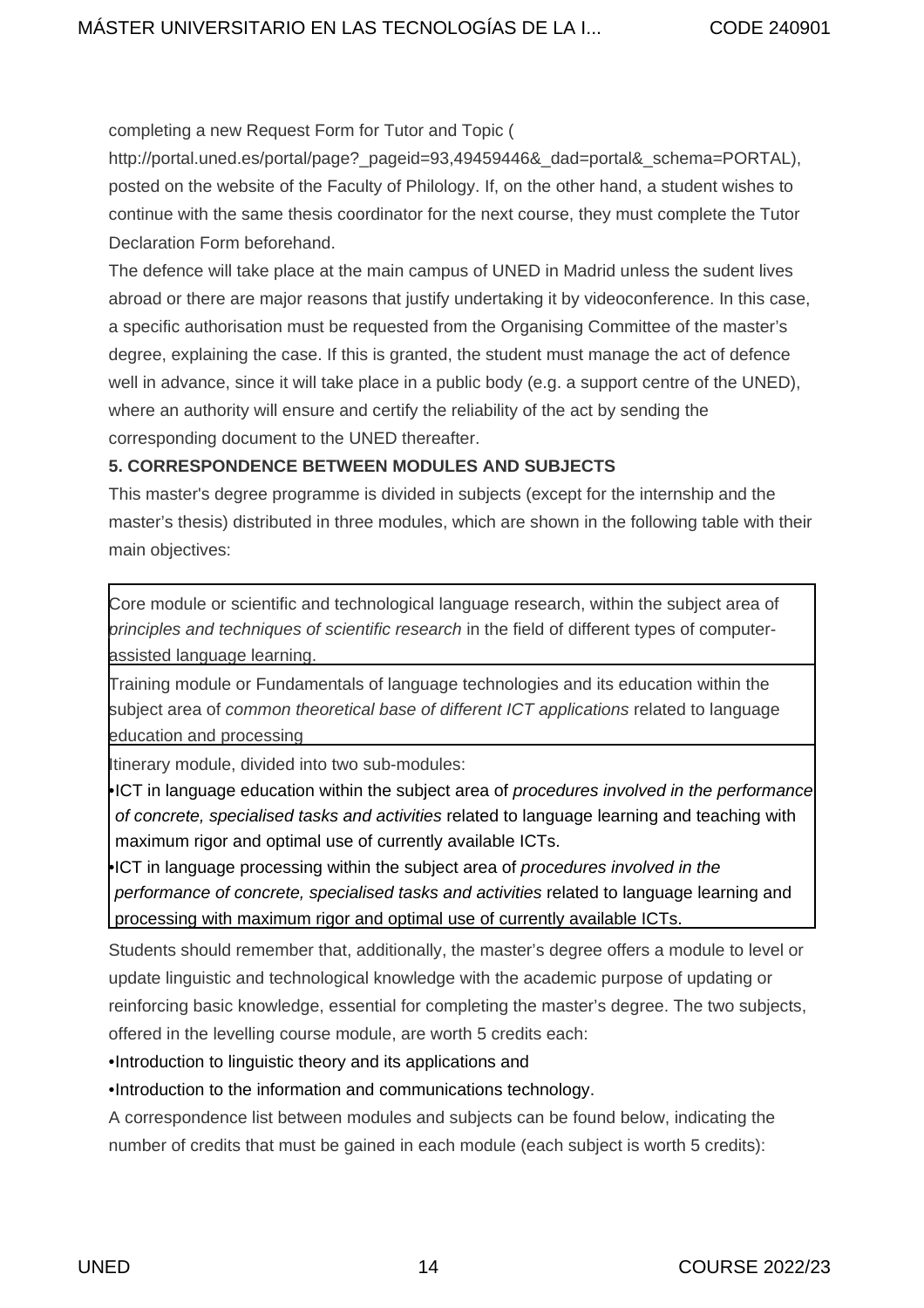completing a new Request Form for Tutor and Topic (http://portal.uned.es/portal/page?_pageid=93,49459446&_dad=portal&_schema=PORTAL), posted on the website of the Faculty of Philology. If, on the other hand, a student wishes to continue with the same thesis coordinator for the next course, they must complete the Tutor Declaration Form beforehand.

The defence will take place at the main campus of UNED in Madrid unless the sudent lives abroad or there are major reasons that justify undertaking it by videoconference. In this case, a specific authorisation must be requested from the Organising Committee of the master's degree, explaining the case. If this is granted, the student must manage the act of defence well in advance, since it will take place in a public body (e.g. a support centre of the UNED), where an authority will ensure and certify the reliability of the act by sending the corresponding document to the UNED thereafter.

**5. CORRESPONDENCE BETWEEN MODULES AND SUBJECTS**

This master's degree programme is divided in subjects (except for the internship and the master's thesis) distributed in three modules, which are shown in the following table with their main objectives:

| |
|---|
| Core module or scientific and technological language research, within the subject area of *principles and techniques of scientific research* in the field of different types of computer-assisted language learning. |
| Training module or Fundamentals of language technologies and its education within the subject area of *common theoretical base of different ICT applications* related to language education and processing |
| Itinerary module, divided into two sub-modules:<br>•ICT in language education within the subject area of *procedures involved in the performance of concrete, specialised tasks and activities* related to language learning and teaching with maximum rigor and optimal use of currently available ICTs.<br>•ICT in language processing within the subject area of *procedures involved in the performance of concrete, specialised tasks and activities* related to language learning and processing with maximum rigor and optimal use of currently available ICTs. |

Students should remember that, additionally, the master's degree offers a module to level or update linguistic and technological knowledge with the academic purpose of updating or reinforcing basic knowledge, essential for completing the master's degree. The two subjects, offered in the levelling course module, are worth 5 credits each:

- Introduction to linguistic theory and its applications and
- Introduction to the information and communications technology.

A correspondence list between modules and subjects can be found below, indicating the number of credits that must be gained in each module (each subject is worth 5 credits):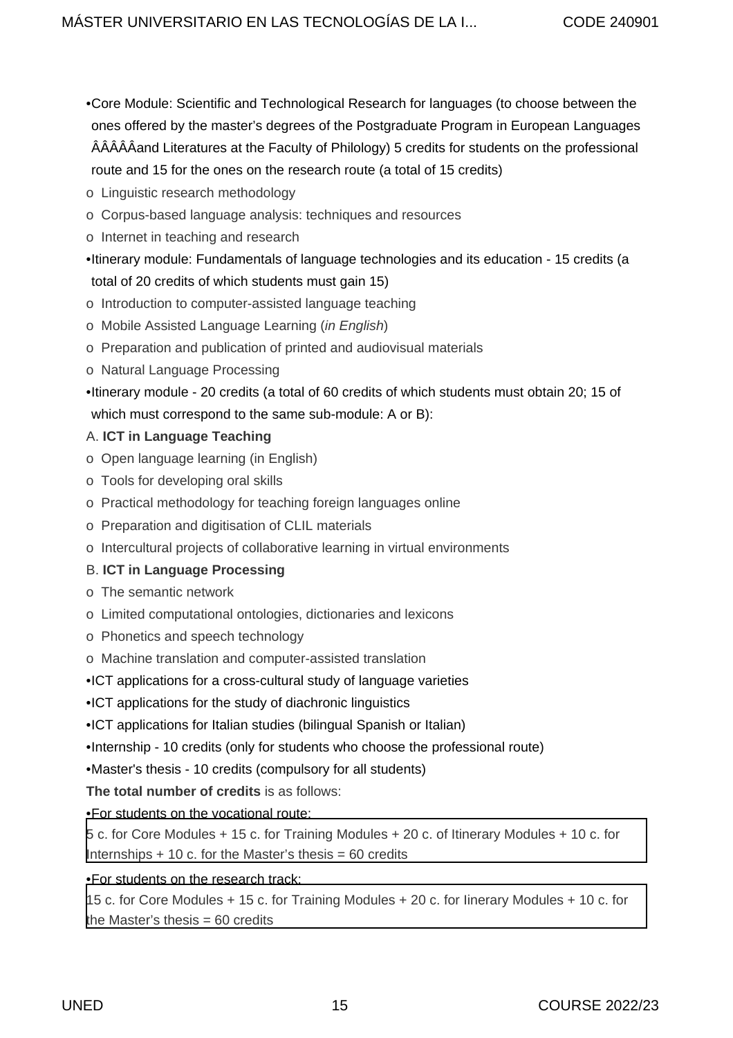- Core Module: Scientific and Technological Research for languages (to choose between the ones offered by the master's degrees of the Postgraduate Program in European Languages ÂÂÂÂÂand Literatures at the Faculty of Philology) 5 credits for students on the professional route and 15 for the ones on the research route (a total of 15 credits)
  - o Linguistic research methodology
  - o Corpus-based language analysis: techniques and resources
  - o Internet in teaching and research
- Itinerary module: Fundamentals of language technologies and its education - 15 credits (a total of 20 credits of which students must gain 15)
  - o Introduction to computer-assisted language teaching
  - o Mobile Assisted Language Learning (*in English*)
  - o Preparation and publication of printed and audiovisual materials
  - o Natural Language Processing
- Itinerary module - 20 credits (a total of 60 credits of which students must obtain 20; 15 of which must correspond to the same sub-module: A or B):

A. **ICT in Language Teaching**

- o Open language learning (in English)
- o Tools for developing oral skills
- o Practical methodology for teaching foreign languages online
- o Preparation and digitisation of CLIL materials
- o Intercultural projects of collaborative learning in virtual environments

B. **ICT in Language Processing**

- o The semantic network
- o Limited computational ontologies, dictionaries and lexicons
- o Phonetics and speech technology
- o Machine translation and computer-assisted translation

- ICT applications for a cross-cultural study of language varieties
- ICT applications for the study of diachronic linguistics
- ICT applications for Italian studies (bilingual Spanish or Italian)
- Internship - 10 credits (only for students who choose the professional route)
- Master's thesis - 10 credits (compulsory for all students)

**The total number of credits** is as follows:

- For students on the vocational route:

5 c. for Core Modules + 15 c. for Training Modules + 20 c. of Itinerary Modules + 10 c. for Internships + 10 c. for the Master's thesis = 60 credits

- For students on the research track:

15 c. for Core Modules + 15 c. for Training Modules + 20 c. for Iinerary Modules + 10 c. for the Master's thesis = 60 credits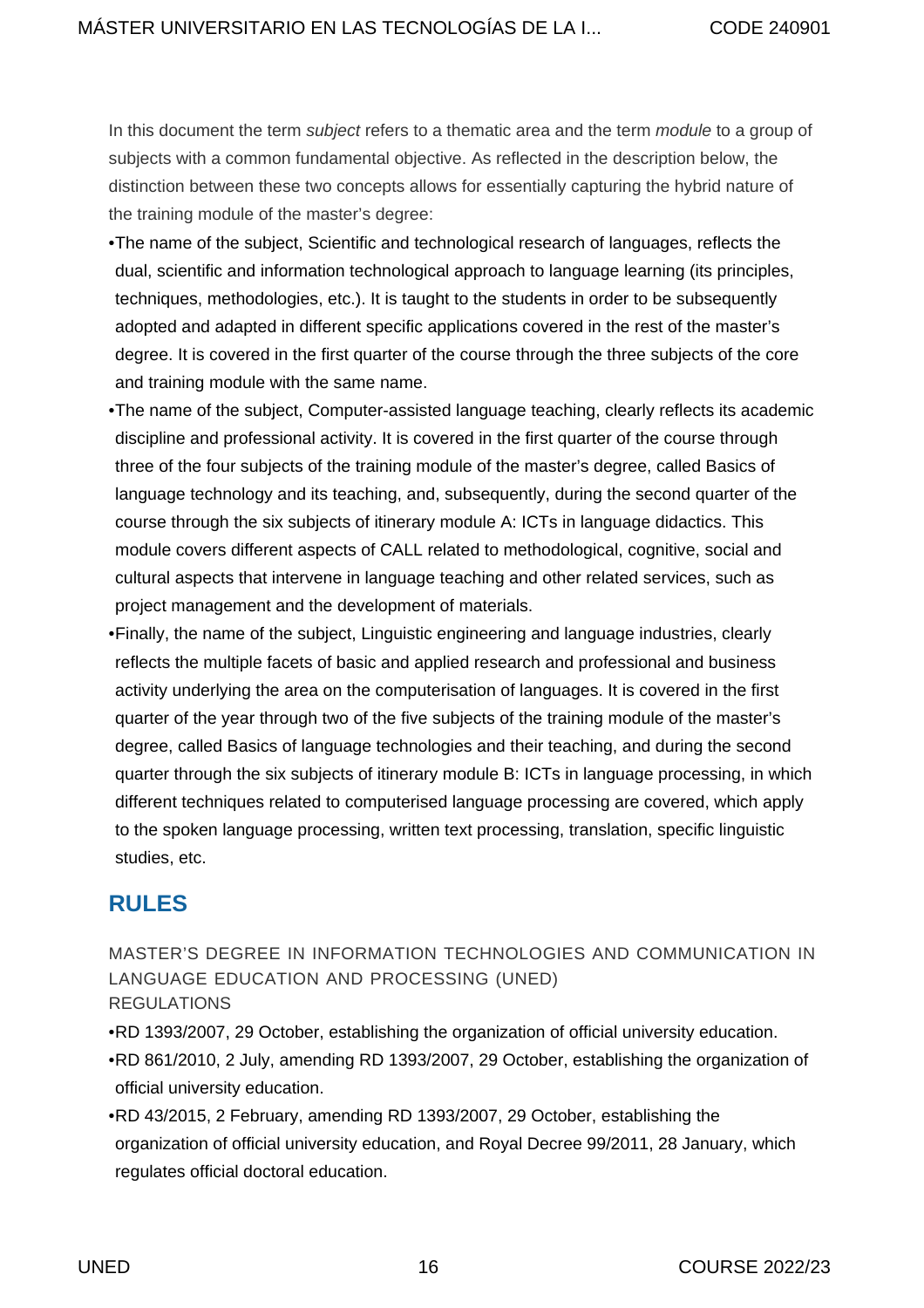In this document the term *subject* refers to a thematic area and the term *module* to a group of subjects with a common fundamental objective. As reflected in the description below, the distinction between these two concepts allows for essentially capturing the hybrid nature of the training module of the master's degree:

- The name of the subject, Scientific and technological research of languages, reflects the dual, scientific and information technological approach to language learning (its principles, techniques, methodologies, etc.). It is taught to the students in order to be subsequently adopted and adapted in different specific applications covered in the rest of the master's degree. It is covered in the first quarter of the course through the three subjects of the core and training module with the same name.
- The name of the subject, Computer-assisted language teaching, clearly reflects its academic discipline and professional activity. It is covered in the first quarter of the course through three of the four subjects of the training module of the master's degree, called Basics of language technology and its teaching, and, subsequently, during the second quarter of the course through the six subjects of itinerary module A: ICTs in language didactics. This module covers different aspects of CALL related to methodological, cognitive, social and cultural aspects that intervene in language teaching and other related services, such as project management and the development of materials.
- Finally, the name of the subject, Linguistic engineering and language industries, clearly reflects the multiple facets of basic and applied research and professional and business activity underlying the area on the computerisation of languages. It is covered in the first quarter of the year through two of the five subjects of the training module of the master's degree, called Basics of language technologies and their teaching, and during the second quarter through the six subjects of itinerary module B: ICTs in language processing, in which different techniques related to computerised language processing are covered, which apply to the spoken language processing, written text processing, translation, specific linguistic studies, etc.

## RULES

MASTER'S DEGREE IN INFORMATION TECHNOLOGIES AND COMMUNICATION IN LANGUAGE EDUCATION AND PROCESSING (UNED)
REGULATIONS

- RD 1393/2007, 29 October, establishing the organization of official university education.
- RD 861/2010, 2 July, amending RD 1393/2007, 29 October, establishing the organization of official university education.
- RD 43/2015, 2 February, amending RD 1393/2007, 29 October, establishing the organization of official university education, and Royal Decree 99/2011, 28 January, which regulates official doctoral education.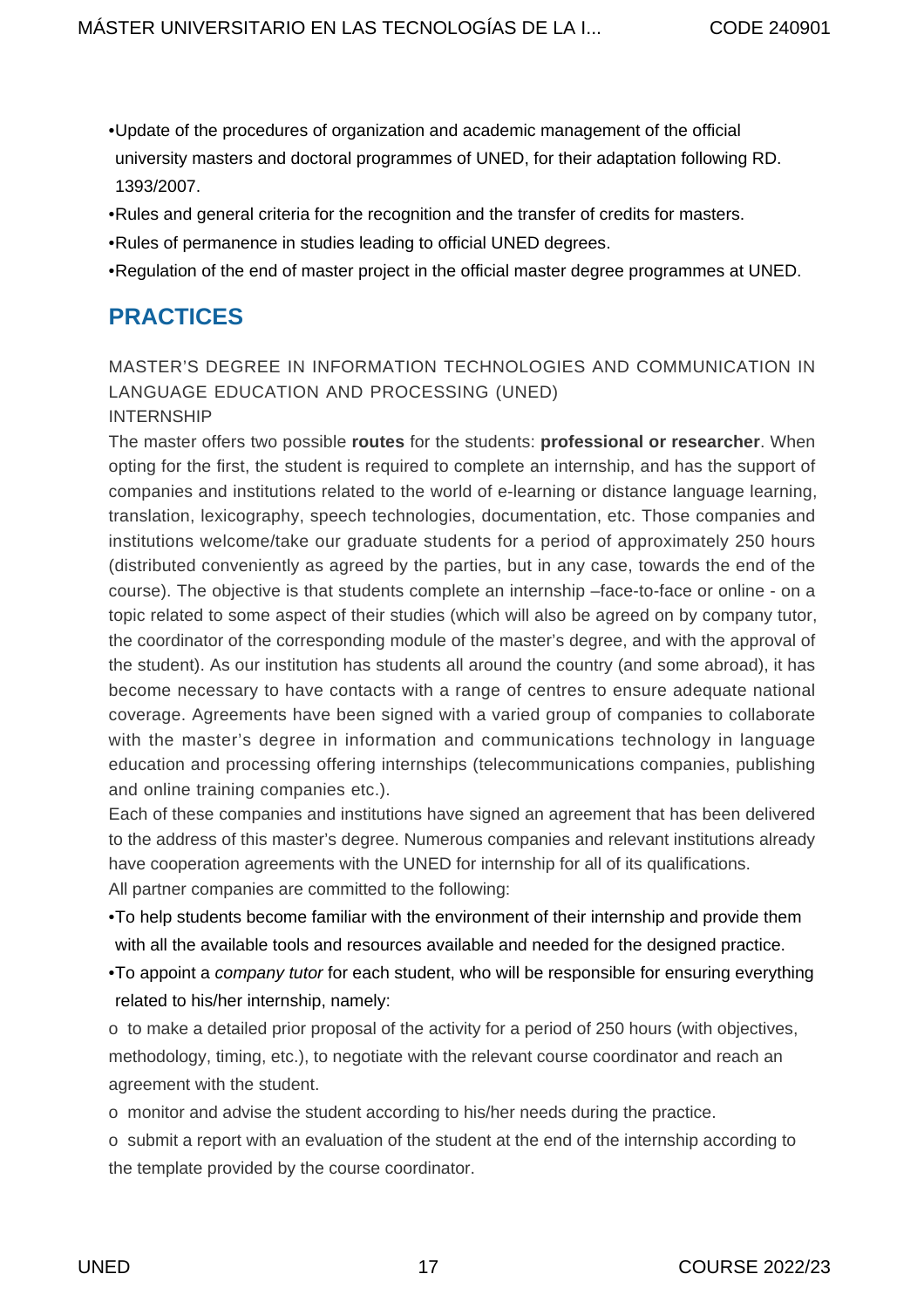- Update of the procedures of organization and academic management of the official university masters and doctoral programmes of UNED, for their adaptation following RD. 1393/2007.
- Rules and general criteria for the recognition and the transfer of credits for masters.
- Rules of permanence in studies leading to official UNED degrees.
- Regulation of the end of master project in the official master degree programmes at UNED.

## PRACTICES

MASTER'S DEGREE IN INFORMATION TECHNOLOGIES AND COMMUNICATION IN LANGUAGE EDUCATION AND PROCESSING (UNED)
INTERNSHIP

The master offers two possible **routes** for the students: **professional or researcher**. When opting for the first, the student is required to complete an internship, and has the support of companies and institutions related to the world of e-learning or distance language learning, translation, lexicography, speech technologies, documentation, etc. Those companies and institutions welcome/take our graduate students for a period of approximately 250 hours (distributed conveniently as agreed by the parties, but in any case, towards the end of the course). The objective is that students complete an internship –face-to-face or online - on a topic related to some aspect of their studies (which will also be agreed on by company tutor, the coordinator of the corresponding module of the master's degree, and with the approval of the student). As our institution has students all around the country (and some abroad), it has become necessary to have contacts with a range of centres to ensure adequate national coverage. Agreements have been signed with a varied group of companies to collaborate with the master's degree in information and communications technology in language education and processing offering internships (telecommunications companies, publishing and online training companies etc.).

Each of these companies and institutions have signed an agreement that has been delivered to the address of this master's degree. Numerous companies and relevant institutions already have cooperation agreements with the UNED for internship for all of its qualifications.
All partner companies are committed to the following:

- To help students become familiar with the environment of their internship and provide them with all the available tools and resources available and needed for the designed practice.
- To appoint a *company tutor* for each student, who will be responsible for ensuring everything related to his/her internship, namely:

o to make a detailed prior proposal of the activity for a period of 250 hours (with objectives, methodology, timing, etc.), to negotiate with the relevant course coordinator and reach an agreement with the student.

o monitor and advise the student according to his/her needs during the practice.

o submit a report with an evaluation of the student at the end of the internship according to the template provided by the course coordinator.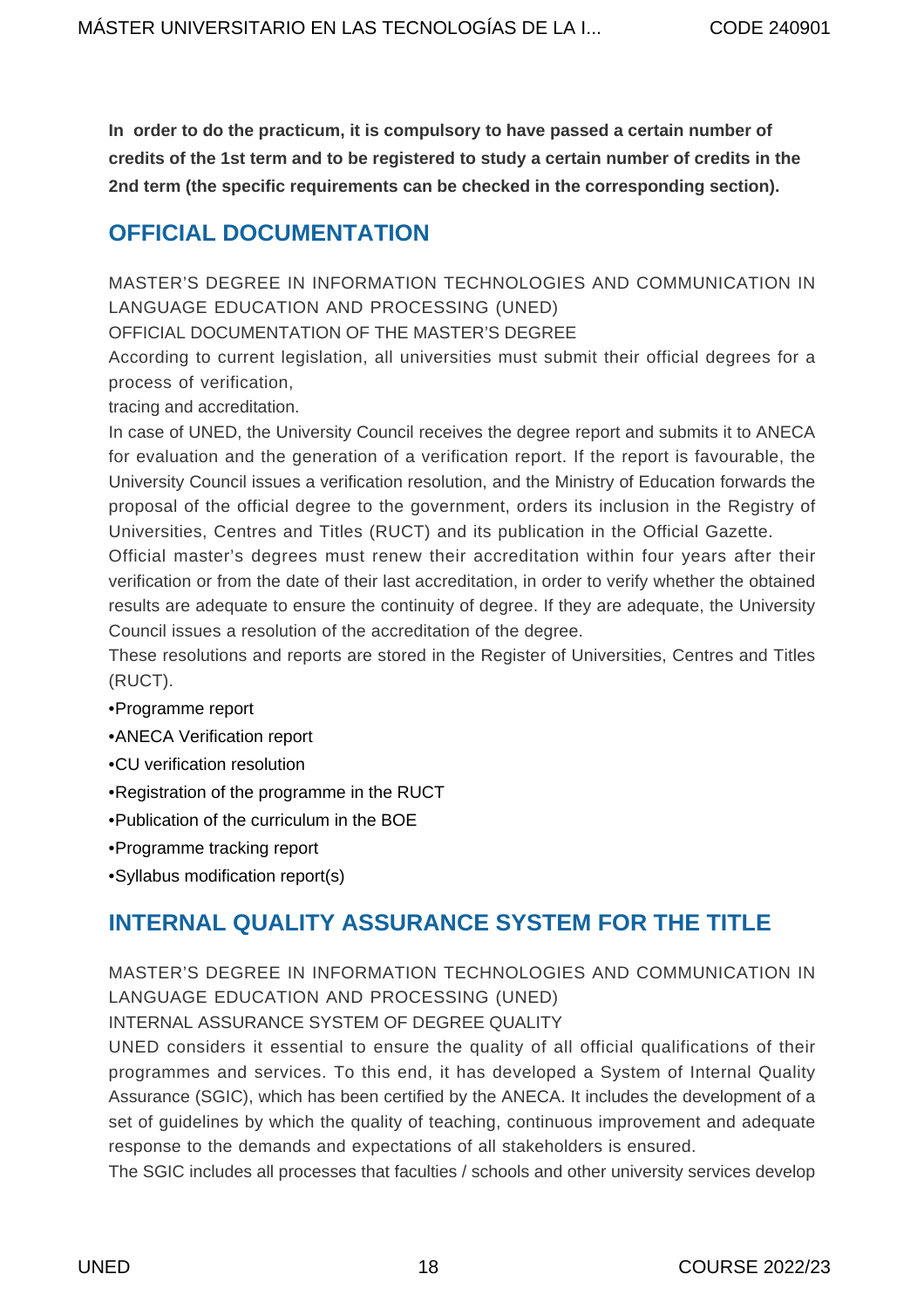**In order to do the practicum, it is compulsory to have passed a certain number of credits of the 1st term and to be registered to study a certain number of credits in the 2nd term (the specific requirements can be checked in the corresponding section).**

## OFFICIAL DOCUMENTATION

MASTER'S DEGREE IN INFORMATION TECHNOLOGIES AND COMMUNICATION IN LANGUAGE EDUCATION AND PROCESSING (UNED)

OFFICIAL DOCUMENTATION OF THE MASTER'S DEGREE

According to current legislation, all universities must submit their official degrees for a process of verification,

tracing and accreditation.

In case of UNED, the University Council receives the degree report and submits it to ANECA for evaluation and the generation of a verification report. If the report is favourable, the University Council issues a verification resolution, and the Ministry of Education forwards the proposal of the official degree to the government, orders its inclusion in the Registry of Universities, Centres and Titles (RUCT) and its publication in the Official Gazette.

Official master's degrees must renew their accreditation within four years after their verification or from the date of their last accreditation, in order to verify whether the obtained results are adequate to ensure the continuity of degree. If they are adequate, the University Council issues a resolution of the accreditation of the degree.

These resolutions and reports are stored in the Register of Universities, Centres and Titles (RUCT).

- Programme report
- ANECA Verification report
- CU verification resolution
- Registration of the programme in the RUCT
- Publication of the curriculum in the BOE
- Programme tracking report
- Syllabus modification report(s)

## INTERNAL QUALITY ASSURANCE SYSTEM FOR THE TITLE

MASTER'S DEGREE IN INFORMATION TECHNOLOGIES AND COMMUNICATION IN LANGUAGE EDUCATION AND PROCESSING (UNED)

INTERNAL ASSURANCE SYSTEM OF DEGREE QUALITY

UNED considers it essential to ensure the quality of all official qualifications of their programmes and services. To this end, it has developed a System of Internal Quality Assurance (SGIC), which has been certified by the ANECA. It includes the development of a set of guidelines by which the quality of teaching, continuous improvement and adequate response to the demands and expectations of all stakeholders is ensured.

The SGIC includes all processes that faculties / schools and other university services develop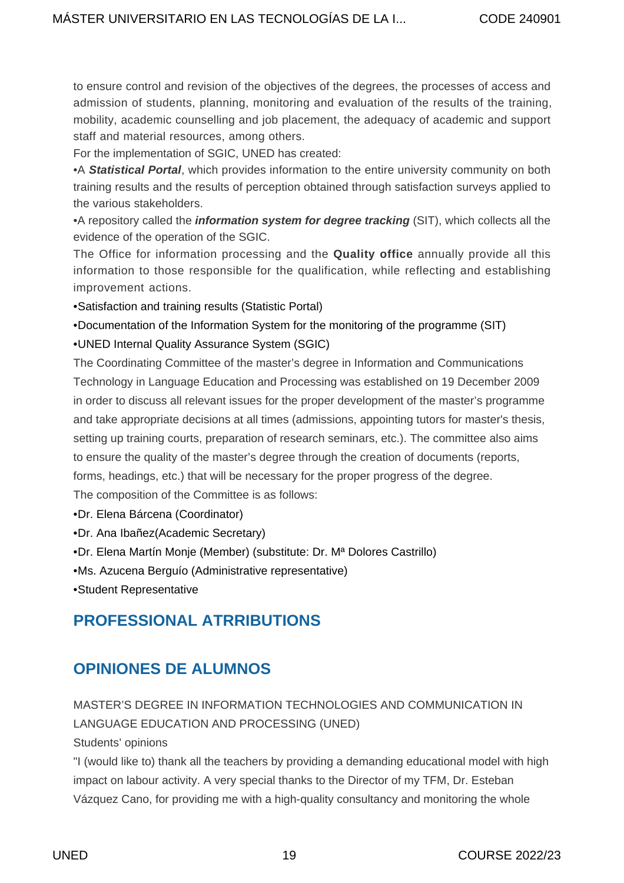to ensure control and revision of the objectives of the degrees, the processes of access and admission of students, planning, monitoring and evaluation of the results of the training, mobility, academic counselling and job placement, the adequacy of academic and support staff and material resources, among others.

For the implementation of SGIC, UNED has created:

•A ***Statistical Portal***, which provides information to the entire university community on both training results and the results of perception obtained through satisfaction surveys applied to the various stakeholders.

•A repository called the ***information system for degree tracking*** (SIT), which collects all the evidence of the operation of the SGIC.

The Office for information processing and the **Quality office** annually provide all this information to those responsible for the qualification, while reflecting and establishing improvement actions.

•Satisfaction and training results (Statistic Portal)

•Documentation of the Information System for the monitoring of the programme (SIT)

•UNED Internal Quality Assurance System (SGIC)

The Coordinating Committee of the master's degree in Information and Communications Technology in Language Education and Processing was established on 19 December 2009 in order to discuss all relevant issues for the proper development of the master's programme and take appropriate decisions at all times (admissions, appointing tutors for master's thesis, setting up training courts, preparation of research seminars, etc.). The committee also aims to ensure the quality of the master's degree through the creation of documents (reports, forms, headings, etc.) that will be necessary for the proper progress of the degree.

The composition of the Committee is as follows:

•Dr. Elena Bárcena (Coordinator)

•Dr. Ana Ibañez(Academic Secretary)

•Dr. Elena Martín Monje (Member) (substitute: Dr. Mª Dolores Castrillo)

•Ms. Azucena Berguío (Administrative representative)

•Student Representative

## PROFESSIONAL ATRRIBUTIONS

## OPINIONES DE ALUMNOS

MASTER'S DEGREE IN INFORMATION TECHNOLOGIES AND COMMUNICATION IN LANGUAGE EDUCATION AND PROCESSING (UNED)

Students' opinions

"I (would like to) thank all the teachers by providing a demanding educational model with high impact on labour activity. A very special thanks to the Director of my TFM, Dr. Esteban Vázquez Cano, for providing me with a high-quality consultancy and monitoring the whole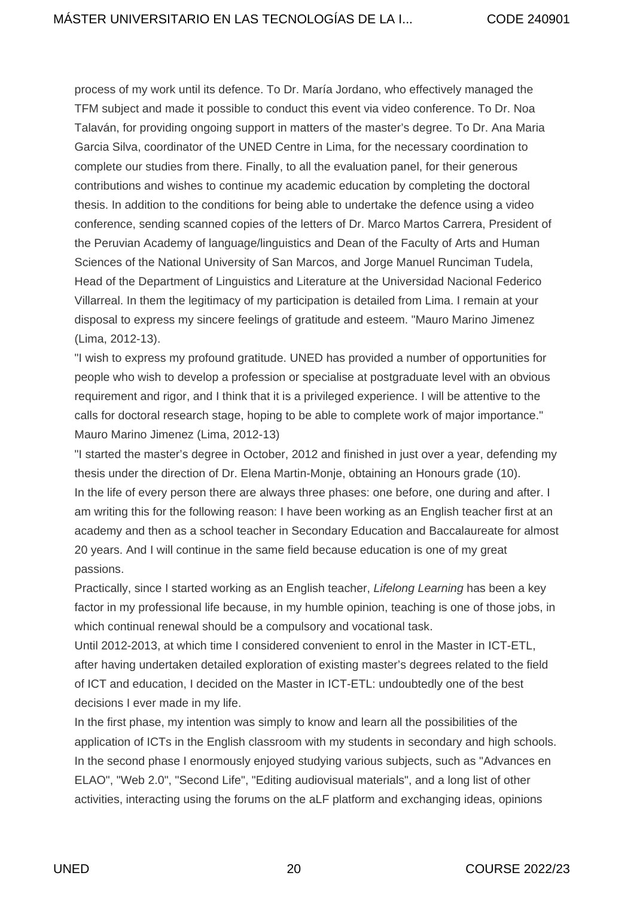process of my work until its defence. To Dr. María Jordano, who effectively managed the TFM subject and made it possible to conduct this event via video conference. To Dr. Noa Talaván, for providing ongoing support in matters of the master's degree. To Dr. Ana Maria Garcia Silva, coordinator of the UNED Centre in Lima, for the necessary coordination to complete our studies from there. Finally, to all the evaluation panel, for their generous contributions and wishes to continue my academic education by completing the doctoral thesis. In addition to the conditions for being able to undertake the defence using a video conference, sending scanned copies of the letters of Dr. Marco Martos Carrera, President of the Peruvian Academy of language/linguistics and Dean of the Faculty of Arts and Human Sciences of the National University of San Marcos, and Jorge Manuel Runciman Tudela, Head of the Department of Linguistics and Literature at the Universidad Nacional Federico Villarreal. In them the legitimacy of my participation is detailed from Lima. I remain at your disposal to express my sincere feelings of gratitude and esteem. "Mauro Marino Jimenez (Lima, 2012-13).

"I wish to express my profound gratitude. UNED has provided a number of opportunities for people who wish to develop a profession or specialise at postgraduate level with an obvious requirement and rigor, and I think that it is a privileged experience. I will be attentive to the calls for doctoral research stage, hoping to be able to complete work of major importance." Mauro Marino Jimenez (Lima, 2012-13)

"I started the master's degree in October, 2012 and finished in just over a year, defending my thesis under the direction of Dr. Elena Martin-Monje, obtaining an Honours grade (10).

In the life of every person there are always three phases: one before, one during and after. I am writing this for the following reason: I have been working as an English teacher first at an academy and then as a school teacher in Secondary Education and Baccalaureate for almost 20 years. And I will continue in the same field because education is one of my great passions.

Practically, since I started working as an English teacher, *Lifelong Learning* has been a key factor in my professional life because, in my humble opinion, teaching is one of those jobs, in which continual renewal should be a compulsory and vocational task.

Until 2012-2013, at which time I considered convenient to enrol in the Master in ICT-ETL, after having undertaken detailed exploration of existing master's degrees related to the field of ICT and education, I decided on the Master in ICT-ETL: undoubtedly one of the best decisions I ever made in my life.

In the first phase, my intention was simply to know and learn all the possibilities of the application of ICTs in the English classroom with my students in secondary and high schools. In the second phase I enormously enjoyed studying various subjects, such as "Advances en ELAO", "Web 2.0", "Second Life", "Editing audiovisual materials", and a long list of other activities, interacting using the forums on the aLF platform and exchanging ideas, opinions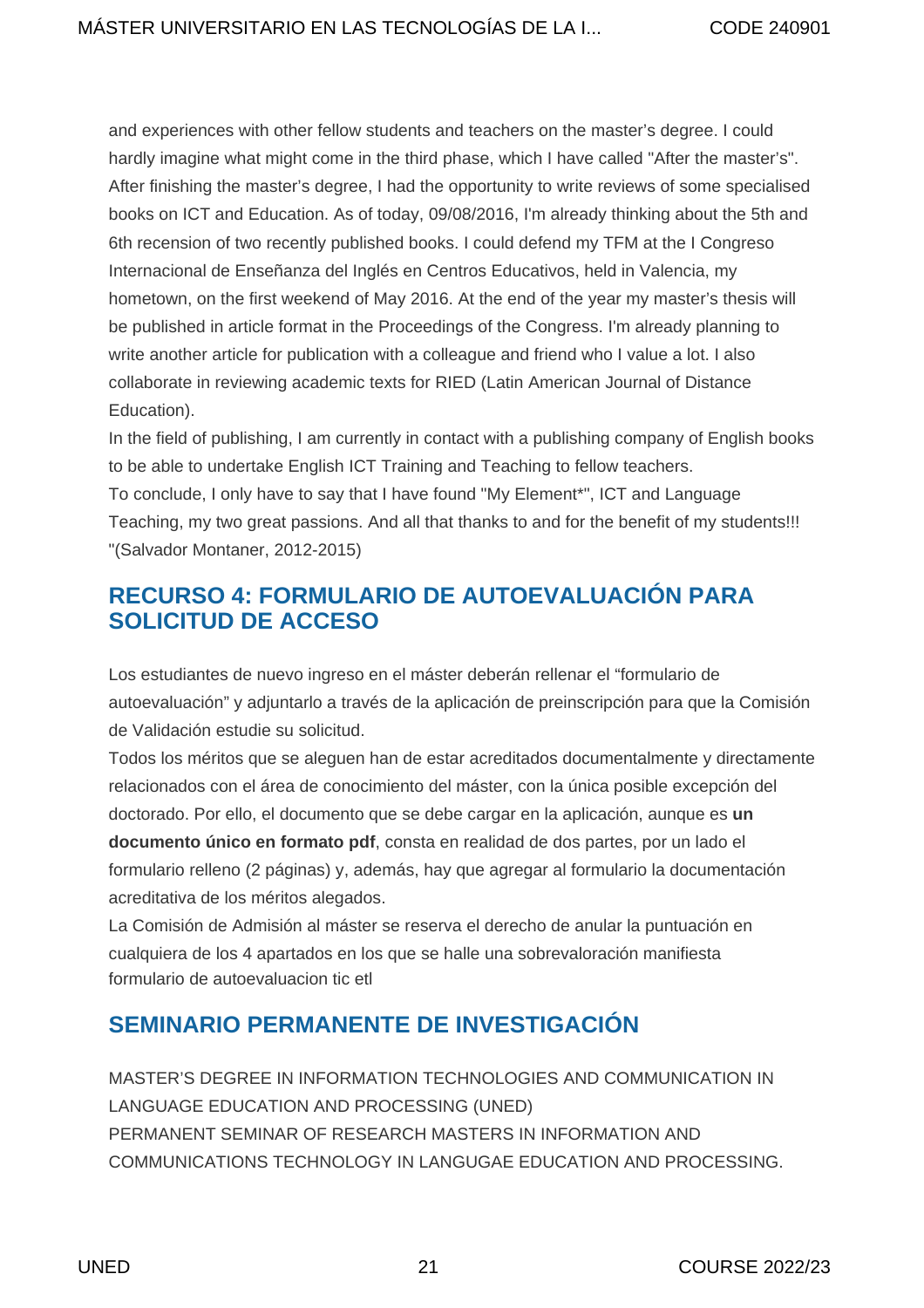and experiences with other fellow students and teachers on the master's degree. I could hardly imagine what might come in the third phase, which I have called "After the master's". After finishing the master's degree, I had the opportunity to write reviews of some specialised books on ICT and Education. As of today, 09/08/2016, I'm already thinking about the 5th and 6th recension of two recently published books. I could defend my TFM at the I Congreso Internacional de Enseñanza del Inglés en Centros Educativos, held in Valencia, my hometown, on the first weekend of May 2016. At the end of the year my master's thesis will be published in article format in the Proceedings of the Congress. I'm already planning to write another article for publication with a colleague and friend who I value a lot. I also collaborate in reviewing academic texts for RIED (Latin American Journal of Distance Education).

In the field of publishing, I am currently in contact with a publishing company of English books to be able to undertake English ICT Training and Teaching to fellow teachers.

To conclude, I only have to say that I have found "My Element*", ICT and Language Teaching, my two great passions. And all that thanks to and for the benefit of my students!!! "(Salvador Montaner, 2012-2015)

## RECURSO 4: FORMULARIO DE AUTOEVALUACIÓN PARA SOLICITUD DE ACCESO

Los estudiantes de nuevo ingreso en el máster deberán rellenar el "formulario de autoevaluación" y adjuntarlo a través de la aplicación de preinscripción para que la Comisión de Validación estudie su solicitud.

Todos los méritos que se aleguen han de estar acreditados documentalmente y directamente relacionados con el área de conocimiento del máster, con la única posible excepción del doctorado. Por ello, el documento que se debe cargar en la aplicación, aunque es **un documento único en formato pdf**, consta en realidad de dos partes, por un lado el formulario relleno (2 páginas) y, además, hay que agregar al formulario la documentación acreditativa de los méritos alegados.

La Comisión de Admisión al máster se reserva el derecho de anular la puntuación en cualquiera de los 4 apartados en los que se halle una sobrevaloración manifiesta formulario de autoevaluacion tic etl

## SEMINARIO PERMANENTE DE INVESTIGACIÓN

MASTER'S DEGREE IN INFORMATION TECHNOLOGIES AND COMMUNICATION IN LANGUAGE EDUCATION AND PROCESSING (UNED)
PERMANENT SEMINAR OF RESEARCH MASTERS IN INFORMATION AND COMMUNICATIONS TECHNOLOGY IN LANGUGAE EDUCATION AND PROCESSING.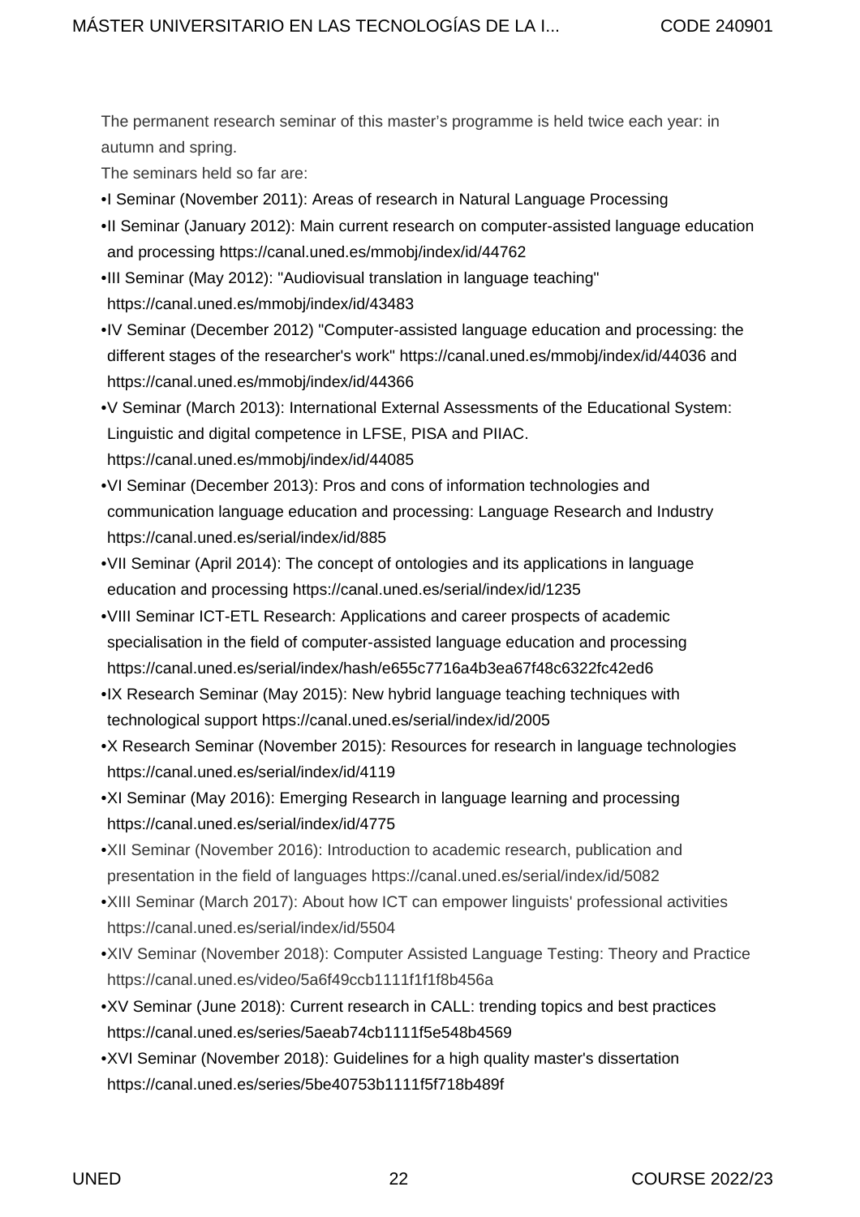The permanent research seminar of this master's programme is held twice each year: in autumn and spring.

The seminars held so far are:

- I Seminar (November 2011): Areas of research in Natural Language Processing
- II Seminar (January 2012): Main current research on computer-assisted language education and processing https://canal.uned.es/mmobj/index/id/44762
- III Seminar (May 2012): "Audiovisual translation in language teaching" https://canal.uned.es/mmobj/index/id/43483
- IV Seminar (December 2012) "Computer-assisted language education and processing: the different stages of the researcher's work" https://canal.uned.es/mmobj/index/id/44036 and https://canal.uned.es/mmobj/index/id/44366
- V Seminar (March 2013): International External Assessments of the Educational System: Linguistic and digital competence in LFSE, PISA and PIIAC. https://canal.uned.es/mmobj/index/id/44085
- VI Seminar (December 2013): Pros and cons of information technologies and communication language education and processing: Language Research and Industry https://canal.uned.es/serial/index/id/885
- VII Seminar (April 2014): The concept of ontologies and its applications in language education and processing https://canal.uned.es/serial/index/id/1235
- VIII Seminar ICT-ETL Research: Applications and career prospects of academic specialisation in the field of computer-assisted language education and processing https://canal.uned.es/serial/index/hash/e655c7716a4b3ea67f48c6322fc42ed6
- IX Research Seminar (May 2015): New hybrid language teaching techniques with technological support https://canal.uned.es/serial/index/id/2005
- X Research Seminar (November 2015): Resources for research in language technologies https://canal.uned.es/serial/index/id/4119
- XI Seminar (May 2016): Emerging Research in language learning and processing https://canal.uned.es/serial/index/id/4775
- XII Seminar (November 2016): Introduction to academic research, publication and presentation in the field of languages https://canal.uned.es/serial/index/id/5082
- XIII Seminar (March 2017): About how ICT can empower linguists' professional activities https://canal.uned.es/serial/index/id/5504
- XIV Seminar (November 2018): Computer Assisted Language Testing: Theory and Practice https://canal.uned.es/video/5a6f49ccb1111f1f1f8b456a
- XV Seminar (June 2018): Current research in CALL: trending topics and best practices https://canal.uned.es/series/5aeab74cb1111f5e548b4569
- XVI Seminar (November 2018): Guidelines for a high quality master's dissertation https://canal.uned.es/series/5be40753b1111f5f718b489f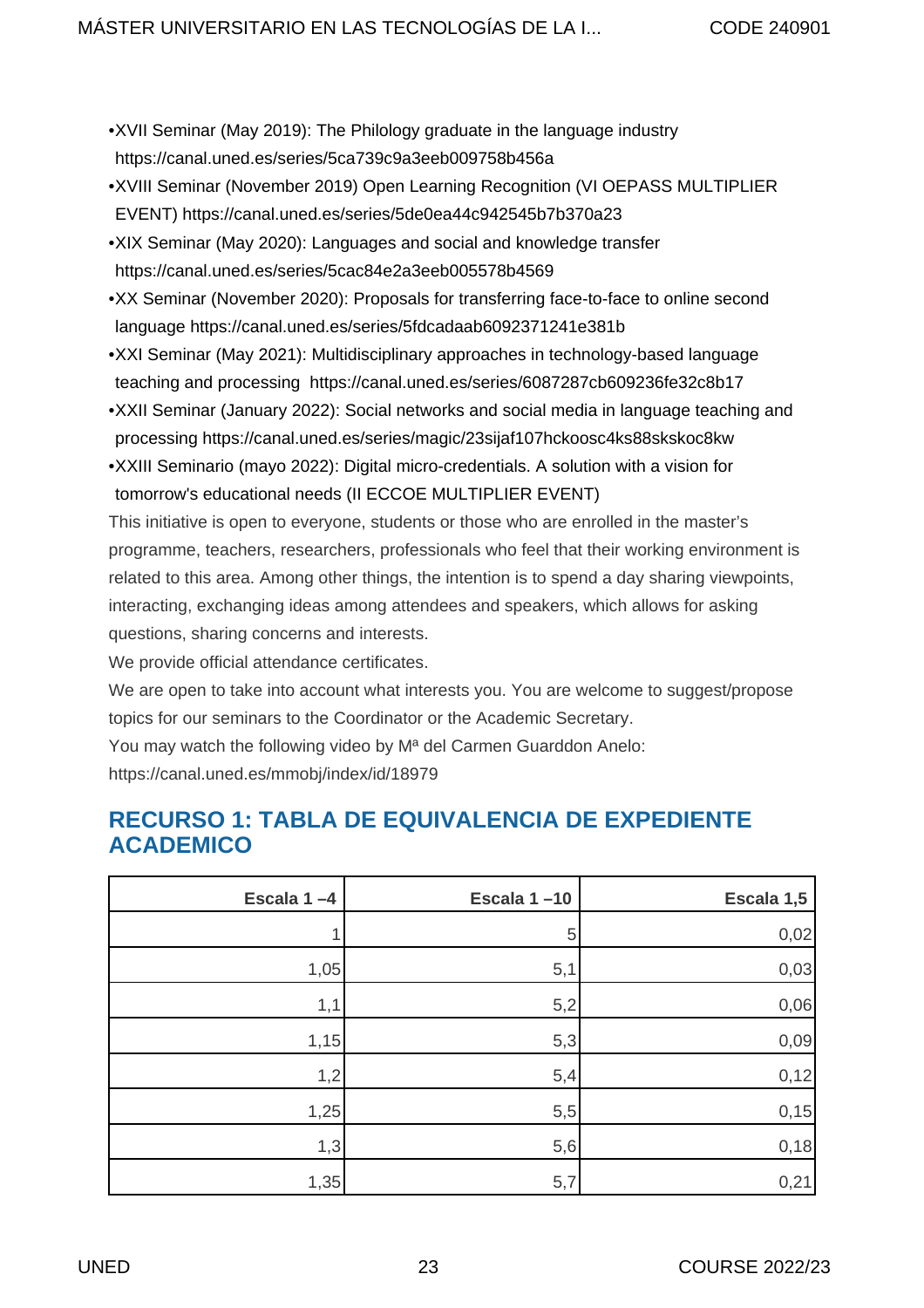- •XVII Seminar (May 2019): The Philology graduate in the language industry https://canal.uned.es/series/5ca739c9a3eeb009758b456a
- •XVIII Seminar (November 2019) Open Learning Recognition (VI OEPASS MULTIPLIER EVENT) https://canal.uned.es/series/5de0ea44c942545b7b370a23
- •XIX Seminar (May 2020): Languages and social and knowledge transfer https://canal.uned.es/series/5cac84e2a3eeb005578b4569
- •XX Seminar (November 2020): Proposals for transferring face-to-face to online second language https://canal.uned.es/series/5fdcadaab6092371241e381b
- •XXI Seminar (May 2021): Multidisciplinary approaches in technology-based language teaching and processing https://canal.uned.es/series/6087287cb609236fe32c8b17
- •XXII Seminar (January 2022): Social networks and social media in language teaching and processing https://canal.uned.es/series/magic/23sijaf107hckoosc4ks88skskoc8kw
- •XXIII Seminario (mayo 2022): Digital micro-credentials. A solution with a vision for tomorrow's educational needs (II ECCOE MULTIPLIER EVENT)

This initiative is open to everyone, students or those who are enrolled in the master's programme, teachers, researchers, professionals who feel that their working environment is related to this area. Among other things, the intention is to spend a day sharing viewpoints, interacting, exchanging ideas among attendees and speakers, which allows for asking questions, sharing concerns and interests.

We provide official attendance certificates.

We are open to take into account what interests you. You are welcome to suggest/propose topics for our seminars to the Coordinator or the Academic Secretary.

You may watch the following video by Mª del Carmen Guarddon Anelo: https://canal.uned.es/mmobj/index/id/18979

## RECURSO 1: TABLA DE EQUIVALENCIA DE EXPEDIENTE ACADEMICO

| Escala 1 –4 | Escala 1 –10 | Escala 1,5 |
|---:|---:|---:|
| 1 | 5 | 0,02 |
| 1,05 | 5,1 | 0,03 |
| 1,1 | 5,2 | 0,06 |
| 1,15 | 5,3 | 0,09 |
| 1,2 | 5,4 | 0,12 |
| 1,25 | 5,5 | 0,15 |
| 1,3 | 5,6 | 0,18 |
| 1,35 | 5,7 | 0,21 |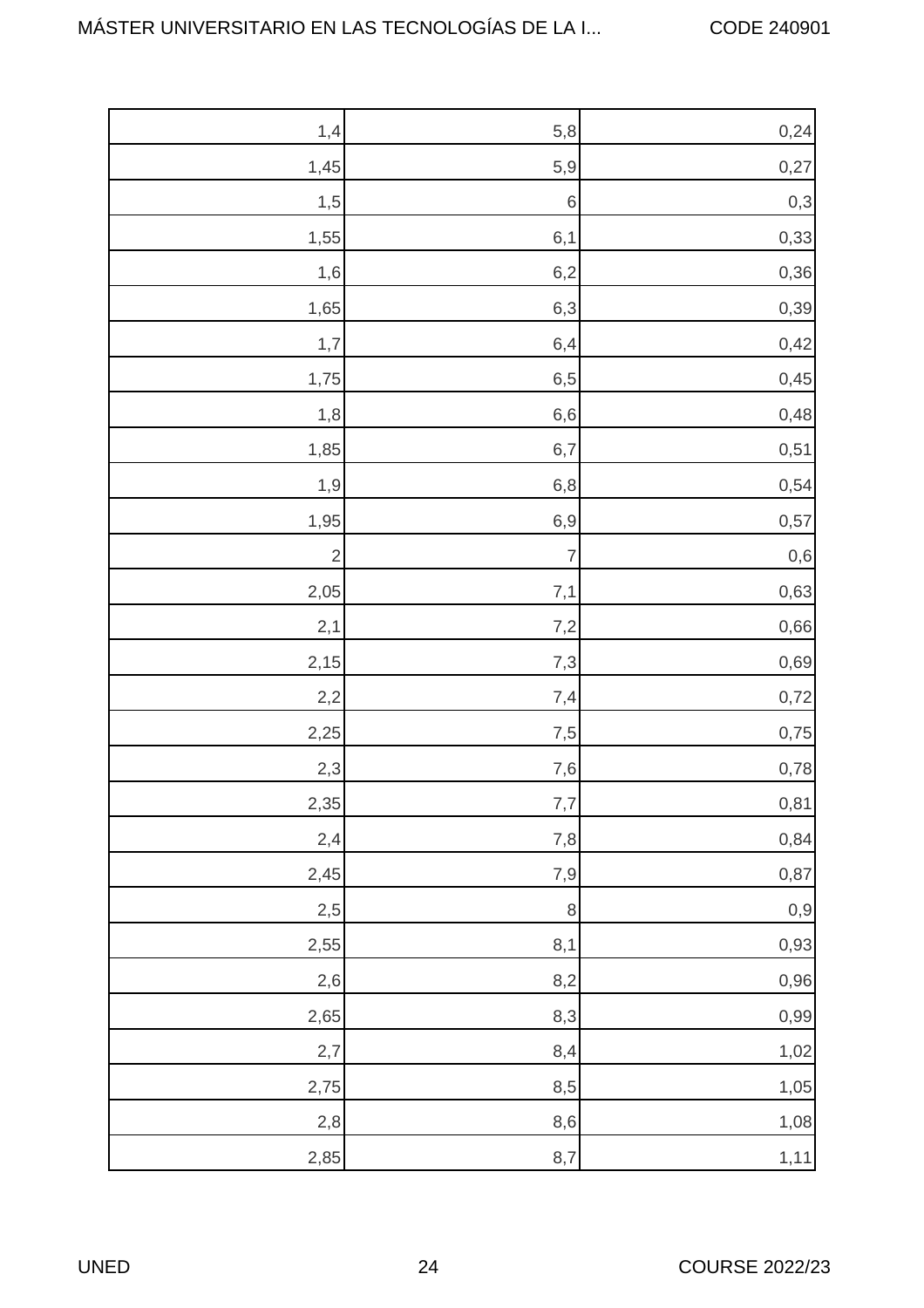| | | |
|---|---|---|
| 1,4 | 5,8 | 0,24 |
| 1,45 | 5,9 | 0,27 |
| 1,5 | 6 | 0,3 |
| 1,55 | 6,1 | 0,33 |
| 1,6 | 6,2 | 0,36 |
| 1,65 | 6,3 | 0,39 |
| 1,7 | 6,4 | 0,42 |
| 1,75 | 6,5 | 0,45 |
| 1,8 | 6,6 | 0,48 |
| 1,85 | 6,7 | 0,51 |
| 1,9 | 6,8 | 0,54 |
| 1,95 | 6,9 | 0,57 |
| 2 | 7 | 0,6 |
| 2,05 | 7,1 | 0,63 |
| 2,1 | 7,2 | 0,66 |
| 2,15 | 7,3 | 0,69 |
| 2,2 | 7,4 | 0,72 |
| 2,25 | 7,5 | 0,75 |
| 2,3 | 7,6 | 0,78 |
| 2,35 | 7,7 | 0,81 |
| 2,4 | 7,8 | 0,84 |
| 2,45 | 7,9 | 0,87 |
| 2,5 | 8 | 0,9 |
| 2,55 | 8,1 | 0,93 |
| 2,6 | 8,2 | 0,96 |
| 2,65 | 8,3 | 0,99 |
| 2,7 | 8,4 | 1,02 |
| 2,75 | 8,5 | 1,05 |
| 2,8 | 8,6 | 1,08 |
| 2,85 | 8,7 | 1,11 |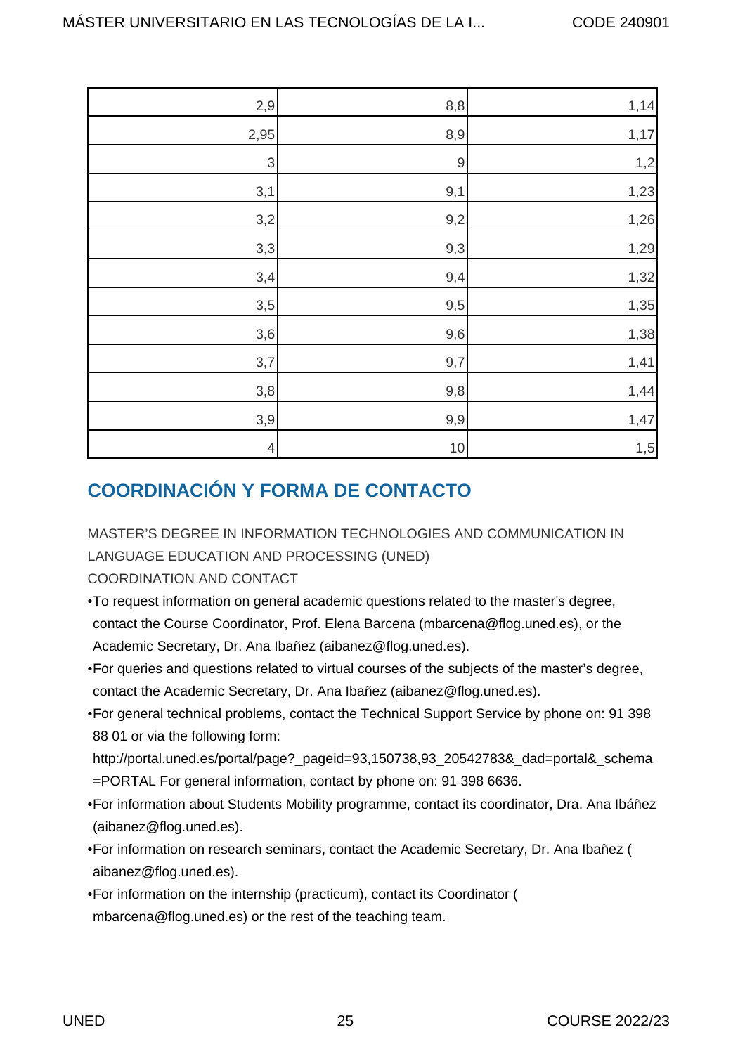| | | |
|---|---|---|
| 2,9 | 8,8 | 1,14 |
| 2,95 | 8,9 | 1,17 |
| 3 | 9 | 1,2 |
| 3,1 | 9,1 | 1,23 |
| 3,2 | 9,2 | 1,26 |
| 3,3 | 9,3 | 1,29 |
| 3,4 | 9,4 | 1,32 |
| 3,5 | 9,5 | 1,35 |
| 3,6 | 9,6 | 1,38 |
| 3,7 | 9,7 | 1,41 |
| 3,8 | 9,8 | 1,44 |
| 3,9 | 9,9 | 1,47 |
| 4 | 10 | 1,5 |

## COORDINACIÓN Y FORMA DE CONTACTO

MASTER'S DEGREE IN INFORMATION TECHNOLOGIES AND COMMUNICATION IN LANGUAGE EDUCATION AND PROCESSING (UNED)

COORDINATION AND CONTACT

- To request information on general academic questions related to the master's degree, contact the Course Coordinator, Prof. Elena Barcena (mbarcena@flog.uned.es), or the Academic Secretary, Dr. Ana Ibañez (aibanez@flog.uned.es).
- For queries and questions related to virtual courses of the subjects of the master's degree, contact the Academic Secretary, Dr. Ana Ibañez (aibanez@flog.uned.es).
- For general technical problems, contact the Technical Support Service by phone on: 91 398 88 01 or via the following form: http://portal.uned.es/portal/page?_pageid=93,150738,93_20542783&_dad=portal&_schema=PORTAL For general information, contact by phone on: 91 398 6636.
- For information about Students Mobility programme, contact its coordinator, Dra. Ana Ibáñez (aibanez@flog.uned.es).
- For information on research seminars, contact the Academic Secretary, Dr. Ana Ibañez ( aibanez@flog.uned.es).
- For information on the internship (practicum), contact its Coordinator ( mbarcena@flog.uned.es) or the rest of the teaching team.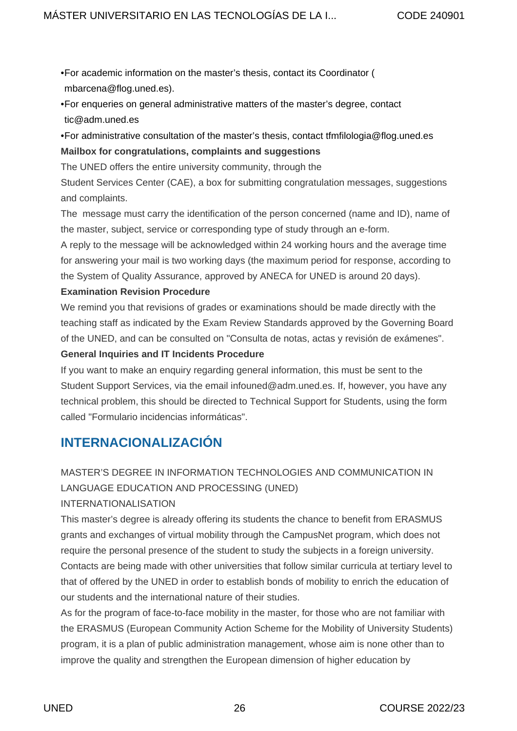- For academic information on the master's thesis, contact its Coordinator ( mbarcena@flog.uned.es).
- For enqueries on general administrative matters of the master's degree, contact tic@adm.uned.es
- For administrative consultation of the master's thesis, contact tfmfilologia@flog.uned.es

**Mailbox for congratulations, complaints and suggestions**

The UNED offers the entire university community, through the Student Services Center (CAE), a box for submitting congratulation messages, suggestions and complaints.

The message must carry the identification of the person concerned (name and ID), name of the master, subject, service or corresponding type of study through an e-form.

A reply to the message will be acknowledged within 24 working hours and the average time for answering your mail is two working days (the maximum period for response, according to the System of Quality Assurance, approved by ANECA for UNED is around 20 days).

**Examination Revision Procedure**

We remind you that revisions of grades or examinations should be made directly with the teaching staff as indicated by the Exam Review Standards approved by the Governing Board of the UNED, and can be consulted on "Consulta de notas, actas y revisión de exámenes".

**General Inquiries and IT Incidents Procedure**

If you want to make an enquiry regarding general information, this must be sent to the Student Support Services, via the email infouned@adm.uned.es. If, however, you have any technical problem, this should be directed to Technical Support for Students, using the form called "Formulario incidencias informáticas".

## INTERNACIONALIZACIÓN

MASTER'S DEGREE IN INFORMATION TECHNOLOGIES AND COMMUNICATION IN LANGUAGE EDUCATION AND PROCESSING (UNED)

INTERNATIONALISATION

This master's degree is already offering its students the chance to benefit from ERASMUS grants and exchanges of virtual mobility through the CampusNet program, which does not require the personal presence of the student to study the subjects in a foreign university. Contacts are being made with other universities that follow similar curricula at tertiary level to that of offered by the UNED in order to establish bonds of mobility to enrich the education of our students and the international nature of their studies.

As for the program of face-to-face mobility in the master, for those who are not familiar with the ERASMUS (European Community Action Scheme for the Mobility of University Students) program, it is a plan of public administration management, whose aim is none other than to improve the quality and strengthen the European dimension of higher education by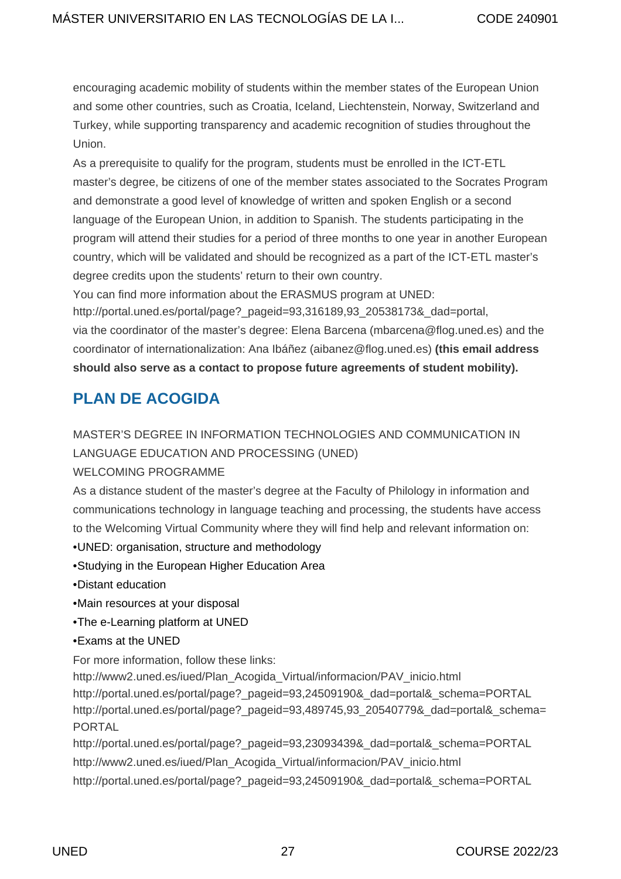encouraging academic mobility of students within the member states of the European Union and some other countries, such as Croatia, Iceland, Liechtenstein, Norway, Switzerland and Turkey, while supporting transparency and academic recognition of studies throughout the Union.

As a prerequisite to qualify for the program, students must be enrolled in the ICT-ETL master's degree, be citizens of one of the member states associated to the Socrates Program and demonstrate a good level of knowledge of written and spoken English or a second language of the European Union, in addition to Spanish. The students participating in the program will attend their studies for a period of three months to one year in another European country, which will be validated and should be recognized as a part of the ICT-ETL master's degree credits upon the students' return to their own country.

You can find more information about the ERASMUS program at UNED:
http://portal.uned.es/portal/page?_pageid=93,316189,93_20538173&_dad=portal,
via the coordinator of the master's degree: Elena Barcena (mbarcena@flog.uned.es) and the coordinator of internationalization: Ana Ibáñez (aibanez@flog.uned.es) **(this email address should also serve as a contact to propose future agreements of student mobility).**

## PLAN DE ACOGIDA

MASTER'S DEGREE IN INFORMATION TECHNOLOGIES AND COMMUNICATION IN LANGUAGE EDUCATION AND PROCESSING (UNED)

WELCOMING PROGRAMME

As a distance student of the master's degree at the Faculty of Philology in information and communications technology in language teaching and processing, the students have access to the Welcoming Virtual Community where they will find help and relevant information on:

•UNED: organisation, structure and methodology
•Studying in the European Higher Education Area
•Distant education
•Main resources at your disposal
•The e-Learning platform at UNED
•Exams at the UNED

For more information, follow these links:
http://www2.uned.es/iued/Plan_Acogida_Virtual/informacion/PAV_inicio.html
http://portal.uned.es/portal/page?_pageid=93,24509190&_dad=portal&_schema=PORTAL
http://portal.uned.es/portal/page?_pageid=93,489745,93_20540779&_dad=portal&_schema=PORTAL
http://portal.uned.es/portal/page?_pageid=93,23093439&_dad=portal&_schema=PORTAL
http://www2.uned.es/iued/Plan_Acogida_Virtual/informacion/PAV_inicio.html
http://portal.uned.es/portal/page?_pageid=93,24509190&_dad=portal&_schema=PORTAL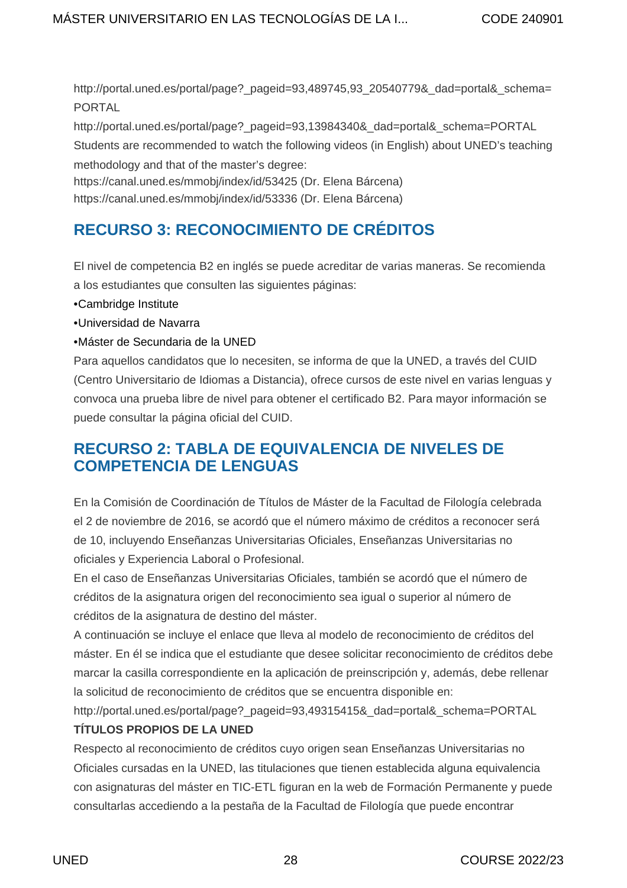http://portal.uned.es/portal/page?_pageid=93,489745,93_20540779&_dad=portal&_schema=PORTAL

http://portal.uned.es/portal/page?_pageid=93,13984340&_dad=portal&_schema=PORTAL

Students are recommended to watch the following videos (in English) about UNED's teaching methodology and that of the master's degree:

https://canal.uned.es/mmobj/index/id/53425 (Dr. Elena Bárcena)

https://canal.uned.es/mmobj/index/id/53336 (Dr. Elena Bárcena)

## RECURSO 3: RECONOCIMIENTO DE CRÉDITOS

El nivel de competencia B2 en inglés se puede acreditar de varias maneras. Se recomienda a los estudiantes que consulten las siguientes páginas:

- Cambridge Institute
- Universidad de Navarra
- Máster de Secundaria de la UNED

Para aquellos candidatos que lo necesiten, se informa de que la UNED, a través del CUID (Centro Universitario de Idiomas a Distancia), ofrece cursos de este nivel en varias lenguas y convoca una prueba libre de nivel para obtener el certificado B2. Para mayor información se puede consultar la página oficial del CUID.

## RECURSO 2: TABLA DE EQUIVALENCIA DE NIVELES DE COMPETENCIA DE LENGUAS

En la Comisión de Coordinación de Títulos de Máster de la Facultad de Filología celebrada el 2 de noviembre de 2016, se acordó que el número máximo de créditos a reconocer será de 10, incluyendo Enseñanzas Universitarias Oficiales, Enseñanzas Universitarias no oficiales y Experiencia Laboral o Profesional.

En el caso de Enseñanzas Universitarias Oficiales, también se acordó que el número de créditos de la asignatura origen del reconocimiento sea igual o superior al número de créditos de la asignatura de destino del máster.

A continuación se incluye el enlace que lleva al modelo de reconocimiento de créditos del máster. En él se indica que el estudiante que desee solicitar reconocimiento de créditos debe marcar la casilla correspondiente en la aplicación de preinscripción y, además, debe rellenar la solicitud de reconocimiento de créditos que se encuentra disponible en:

http://portal.uned.es/portal/page?_pageid=93,49315415&_dad=portal&_schema=PORTAL

**TÍTULOS PROPIOS DE LA UNED**

Respecto al reconocimiento de créditos cuyo origen sean Enseñanzas Universitarias no Oficiales cursadas en la UNED, las titulaciones que tienen establecida alguna equivalencia con asignaturas del máster en TIC-ETL figuran en la web de Formación Permanente y puede consultarlas accediendo a la pestaña de la Facultad de Filología que puede encontrar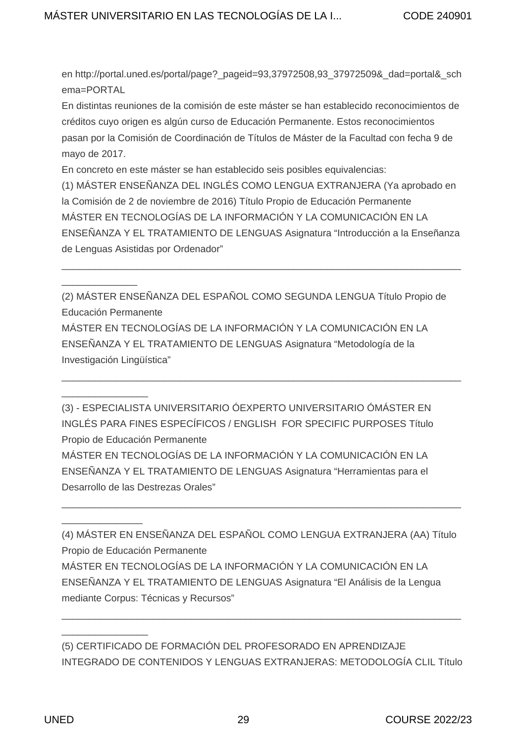en http://portal.uned.es/portal/page?_pageid=93,37972508,93_37972509&_dad=portal&_schema=PORTAL

En distintas reuniones de la comisión de este máster se han establecido reconocimientos de créditos cuyo origen es algún curso de Educación Permanente. Estos reconocimientos pasan por la Comisión de Coordinación de Títulos de Máster de la Facultad con fecha 9 de mayo de 2017.

En concreto en este máster se han establecido seis posibles equivalencias:

(1) MÁSTER ENSEÑANZA DEL INGLÉS COMO LENGUA EXTRANJERA (Ya aprobado en la Comisión de 2 de noviembre de 2016) Título Propio de Educación Permanente

MÁSTER EN TECNOLOGÍAS DE LA INFORMACIÓN Y LA COMUNICACIÓN EN LA ENSEÑANZA Y EL TRATAMIENTO DE LENGUAS Asignatura "Introducción a la Enseñanza de Lenguas Asistidas por Ordenador"

_____________________________________________________________________________________________

(2) MÁSTER ENSEÑANZA DEL ESPAÑOL COMO SEGUNDA LENGUA Título Propio de Educación Permanente

MÁSTER EN TECNOLOGÍAS DE LA INFORMACIÓN Y LA COMUNICACIÓN EN LA ENSEÑANZA Y EL TRATAMIENTO DE LENGUAS Asignatura "Metodología de la Investigación Lingüística"

_____________________________________________________________________________________________

(3) - ESPECIALISTA UNIVERSITARIO ÓEXPERTO UNIVERSITARIO ÓMÁSTER EN INGLÉS PARA FINES ESPECÍFICOS / ENGLISH FOR SPECIFIC PURPOSES Título Propio de Educación Permanente

MÁSTER EN TECNOLOGÍAS DE LA INFORMACIÓN Y LA COMUNICACIÓN EN LA ENSEÑANZA Y EL TRATAMIENTO DE LENGUAS Asignatura "Herramientas para el Desarrollo de las Destrezas Orales"

_____________________________________________________________________________________________

(4) MÁSTER EN ENSEÑANZA DEL ESPAÑOL COMO LENGUA EXTRANJERA (AA) Título Propio de Educación Permanente

MÁSTER EN TECNOLOGÍAS DE LA INFORMACIÓN Y LA COMUNICACIÓN EN LA ENSEÑANZA Y EL TRATAMIENTO DE LENGUAS Asignatura "El Análisis de la Lengua mediante Corpus: Técnicas y Recursos"

_____________________________________________________________________________________________

(5) CERTIFICADO DE FORMACIÓN DEL PROFESORADO EN APRENDIZAJE INTEGRADO DE CONTENIDOS Y LENGUAS EXTRANJERAS: METODOLOGÍA CLIL Título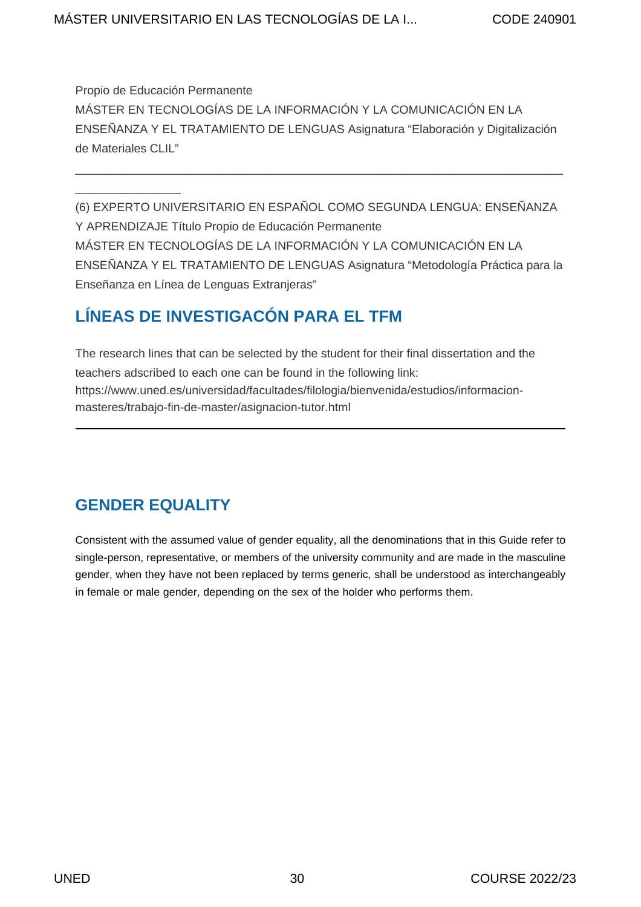Propio de Educación Permanente
MÁSTER EN TECNOLOGÍAS DE LA INFORMACIÓN Y LA COMUNICACIÓN EN LA ENSEÑANZA Y EL TRATAMIENTO DE LENGUAS Asignatura “Elaboración y Digitalización de Materiales CLIL”

________________________________________________________________________

_______________

(6) EXPERTO UNIVERSITARIO EN ESPAÑOL COMO SEGUNDA LENGUA: ENSEÑANZA Y APRENDIZAJE Título Propio de Educación Permanente
MÁSTER EN TECNOLOGÍAS DE LA INFORMACIÓN Y LA COMUNICACIÓN EN LA ENSEÑANZA Y EL TRATAMIENTO DE LENGUAS Asignatura “Metodología Práctica para la Enseñanza en Línea de Lenguas Extranjeras”

## LÍNEAS DE INVESTIGACÓN PARA EL TFM

The research lines that can be selected by the student for their final dissertation and the teachers adscribed to each one can be found in the following link:
https://www.uned.es/universidad/facultades/filologia/bienvenida/estudios/informacion-masteres/trabajo-fin-de-master/asignacion-tutor.html

## GENDER EQUALITY

Consistent with the assumed value of gender equality, all the denominations that in this Guide refer to single-person, representative, or members of the university community and are made in the masculine gender, when they have not been replaced by terms generic, shall be understood as interchangeably in female or male gender, depending on the sex of the holder who performs them.